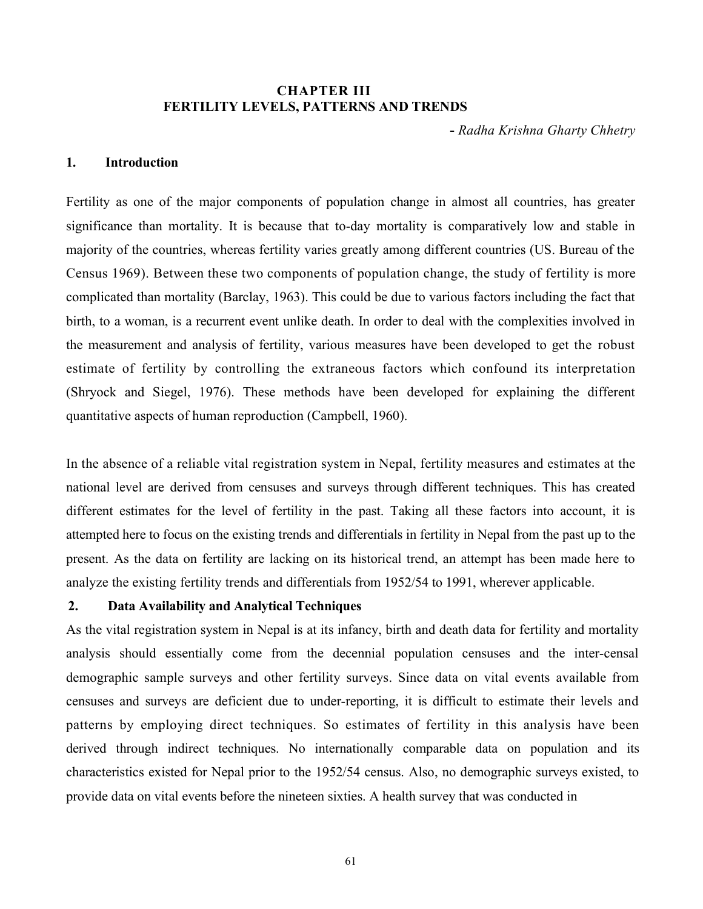# CHAPTER III
# FERTILITY LEVELS, PATTERNS AND TRENDS

**-** *Radha Krishna Gharty Chhetry*

## 1. Introduction

Fertility as one of the major components of population change in almost all countries, has greater significance than mortality. It is because that to-day mortality is comparatively low and stable in majority of the countries, whereas fertility varies greatly among different countries (US. Bureau of the Census 1969). Between these two components of population change, the study of fertility is more complicated than mortality (Barclay, 1963). This could be due to various factors including the fact that birth, to a woman, is a recurrent event unlike death. In order to deal with the complexities involved in the measurement and analysis of fertility, various measures have been developed to get the robust estimate of fertility by controlling the extraneous factors which confound its interpretation (Shryock and Siegel, 1976). These methods have been developed for explaining the different quantitative aspects of human reproduction (Campbell, 1960).

In the absence of a reliable vital registration system in Nepal, fertility measures and estimates at the national level are derived from censuses and surveys through different techniques. This has created different estimates for the level of fertility in the past. Taking all these factors into account, it is attempted here to focus on the existing trends and differentials in fertility in Nepal from the past up to the present. As the data on fertility are lacking on its historical trend, an attempt has been made here to analyze the existing fertility trends and differentials from 1952/54 to 1991, wherever applicable.

## 2. Data Availability and Analytical Techniques

As the vital registration system in Nepal is at its infancy, birth and death data for fertility and mortality analysis should essentially come from the decennial population censuses and the inter-censal demographic sample surveys and other fertility surveys. Since data on vital events available from censuses and surveys are deficient due to under-reporting, it is difficult to estimate their levels and patterns by employing direct techniques. So estimates of fertility in this analysis have been derived through indirect techniques. No internationally comparable data on population and its characteristics existed for Nepal prior to the 1952/54 census. Also, no demographic surveys existed, to provide data on vital events before the nineteen sixties. A health survey that was conducted in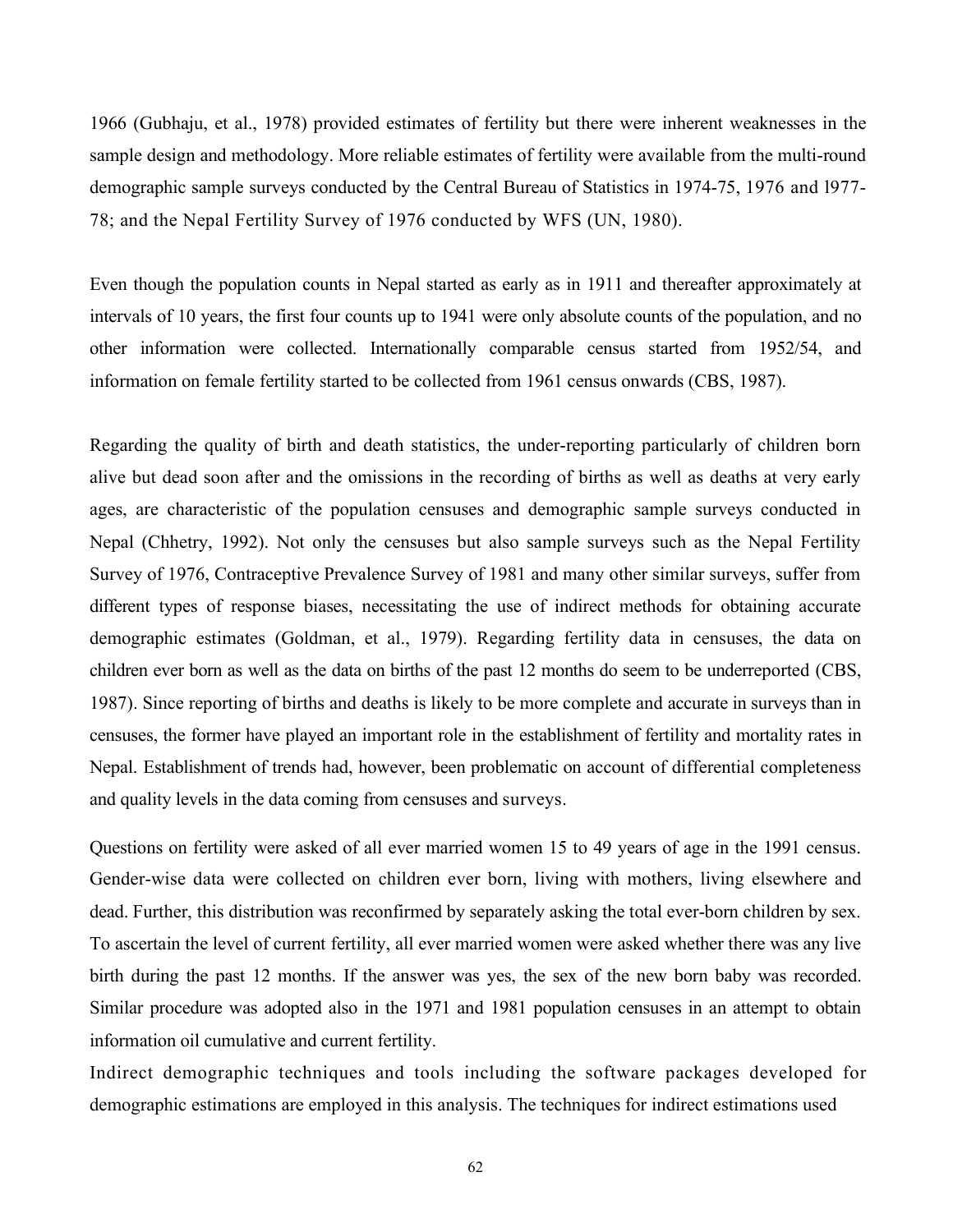1966 (Gubhaju, et al., 1978) provided estimates of fertility but there were inherent weaknesses in the sample design and methodology. More reliable estimates of fertility were available from the multi-round demographic sample surveys conducted by the Central Bureau of Statistics in 1974-75, 1976 and l977-78; and the Nepal Fertility Survey of 1976 conducted by WFS (UN, 1980).

Even though the population counts in Nepal started as early as in 1911 and thereafter approximately at intervals of 10 years, the first four counts up to 1941 were only absolute counts of the population, and no other information were collected. Internationally comparable census started from 1952/54, and information on female fertility started to be collected from 1961 census onwards (CBS, 1987).

Regarding the quality of birth and death statistics, the under-reporting particularly of children born alive but dead soon after and the omissions in the recording of births as well as deaths at very early ages, are characteristic of the population censuses and demographic sample surveys conducted in Nepal (Chhetry, 1992). Not only the censuses but also sample surveys such as the Nepal Fertility Survey of 1976, Contraceptive Prevalence Survey of 1981 and many other similar surveys, suffer from different types of response biases, necessitating the use of indirect methods for obtaining accurate demographic estimates (Goldman, et al., 1979). Regarding fertility data in censuses, the data on children ever born as well as the data on births of the past 12 months do seem to be underreported (CBS, 1987). Since reporting of births and deaths is likely to be more complete and accurate in surveys than in censuses, the former have played an important role in the establishment of fertility and mortality rates in Nepal. Establishment of trends had, however, been problematic on account of differential completeness and quality levels in the data coming from censuses and surveys.

Questions on fertility were asked of all ever married women 15 to 49 years of age in the 1991 census. Gender-wise data were collected on children ever born, living with mothers, living elsewhere and dead. Further, this distribution was reconfirmed by separately asking the total ever-born children by sex. To ascertain the level of current fertility, all ever married women were asked whether there was any live birth during the past 12 months. If the answer was yes, the sex of the new born baby was recorded. Similar procedure was adopted also in the 1971 and 1981 population censuses in an attempt to obtain information oil cumulative and current fertility.

Indirect demographic techniques and tools including the software packages developed for demographic estimations are employed in this analysis. The techniques for indirect estimations used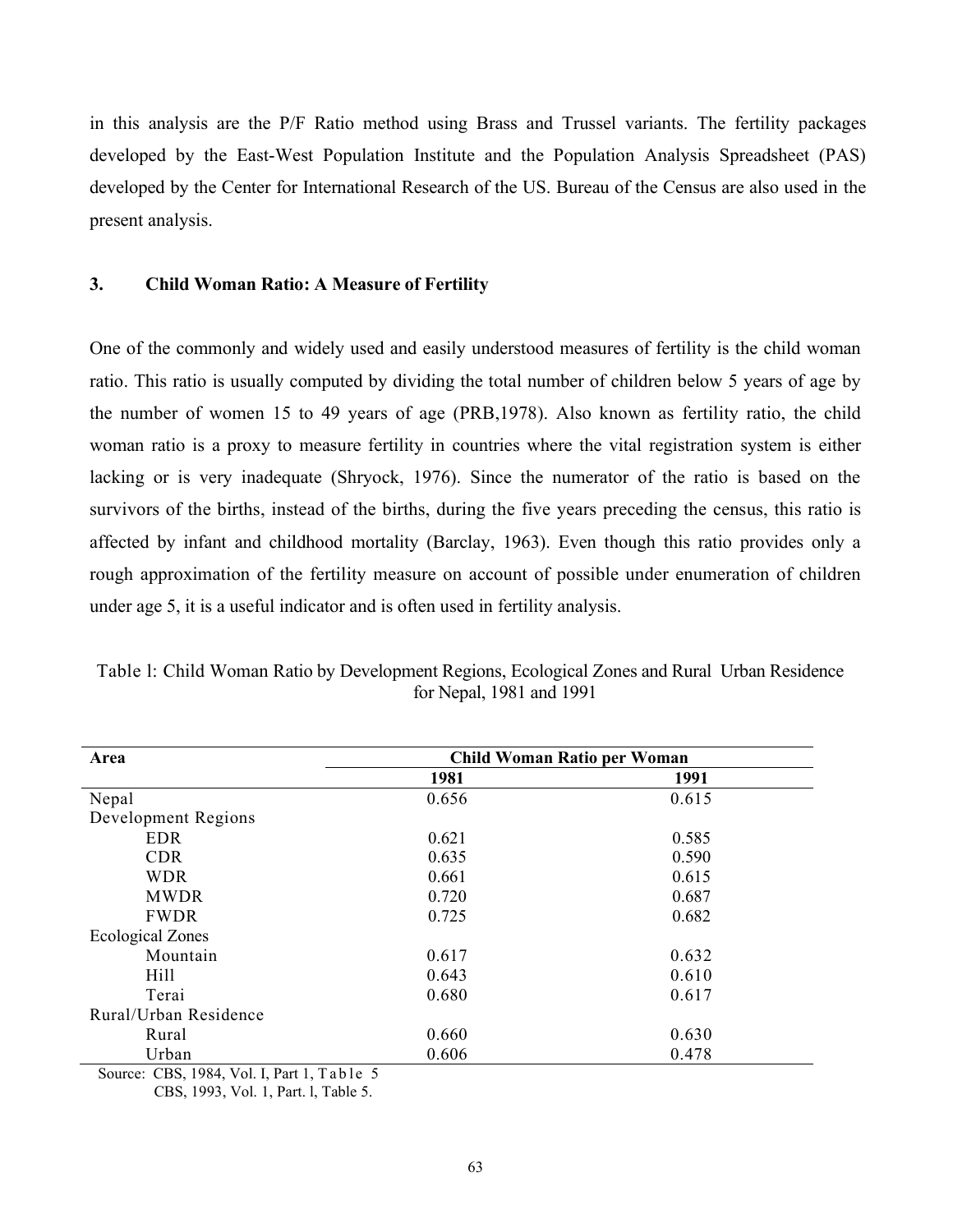in this analysis are the P/F Ratio method using Brass and Trussel variants. The fertility packages developed by the East-West Population Institute and the Population Analysis Spreadsheet (PAS) developed by the Center for International Research of the US. Bureau of the Census are also used in the present analysis.

### 3. Child Woman Ratio: A Measure of Fertility

One of the commonly and widely used and easily understood measures of fertility is the child woman ratio. This ratio is usually computed by dividing the total number of children below 5 years of age by the number of women 15 to 49 years of age (PRB,1978). Also known as fertility ratio, the child woman ratio is a proxy to measure fertility in countries where the vital registration system is either lacking or is very inadequate (Shryock, 1976). Since the numerator of the ratio is based on the survivors of the births, instead of the births, during the five years preceding the census, this ratio is affected by infant and childhood mortality (Barclay, 1963). Even though this ratio provides only a rough approximation of the fertility measure on account of possible under enumeration of children under age 5, it is a useful indicator and is often used in fertility analysis.

Table l: Child Woman Ratio by Development Regions, Ecological Zones and Rural Urban Residence for Nepal, 1981 and 1991

| Area | Child Woman Ratio per Woman | |
|---|---|---|
| | 1981 | 1991 |
| Nepal | 0.656 | 0.615 |
| Development Regions | | |
| EDR | 0.621 | 0.585 |
| CDR | 0.635 | 0.590 |
| WDR | 0.661 | 0.615 |
| MWDR | 0.720 | 0.687 |
| FWDR | 0.725 | 0.682 |
| Ecological Zones | | |
| Mountain | 0.617 | 0.632 |
| Hill | 0.643 | 0.610 |
| Terai | 0.680 | 0.617 |
| Rural/Urban Residence | | |
| Rural | 0.660 | 0.630 |
| Urban | 0.606 | 0.478 |

Source: CBS, 1984, Vol. I, Part 1, Table 5
CBS, 1993, Vol. 1, Part. l, Table 5.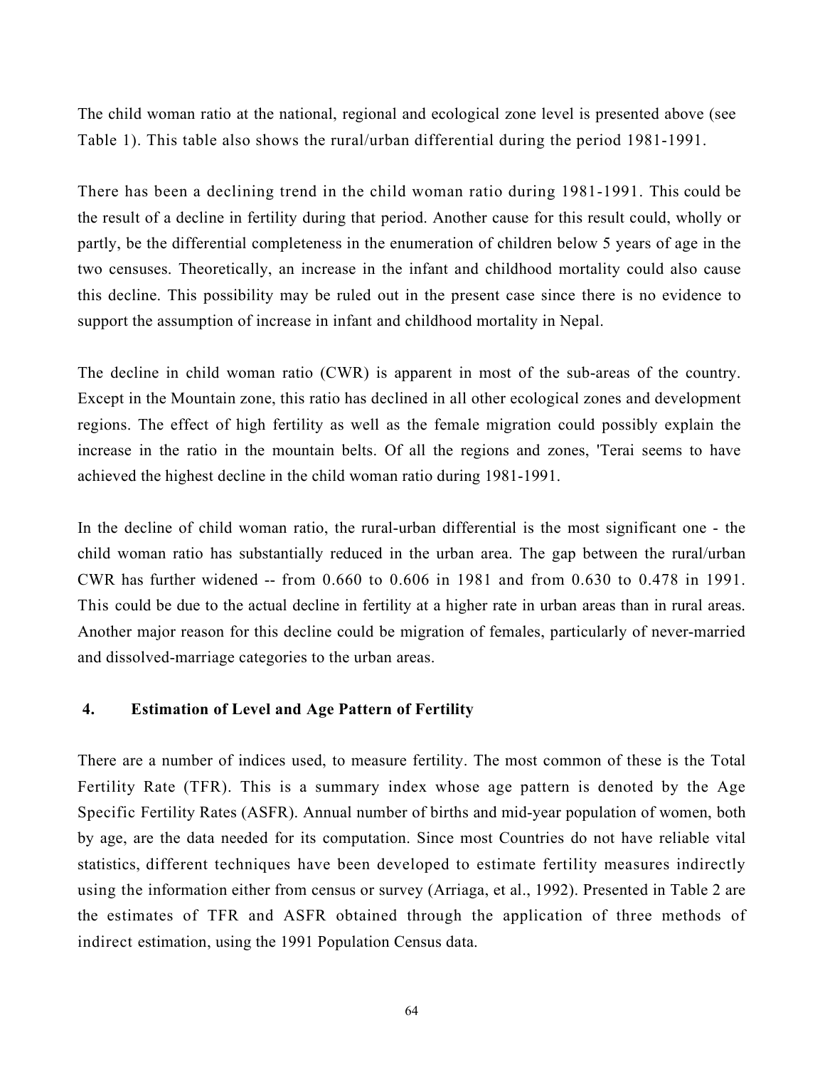The child woman ratio at the national, regional and ecological zone level is presented above (see Table 1). This table also shows the rural/urban differential during the period 1981-1991.

There has been a declining trend in the child woman ratio during 1981-1991. This could be the result of a decline in fertility during that period. Another cause for this result could, wholly or partly, be the differential completeness in the enumeration of children below 5 years of age in the two censuses. Theoretically, an increase in the infant and childhood mortality could also cause this decline. This possibility may be ruled out in the present case since there is no evidence to support the assumption of increase in infant and childhood mortality in Nepal.

The decline in child woman ratio (CWR) is apparent in most of the sub-areas of the country. Except in the Mountain zone, this ratio has declined in all other ecological zones and development regions. The effect of high fertility as well as the female migration could possibly explain the increase in the ratio in the mountain belts. Of all the regions and zones, 'Terai seems to have achieved the highest decline in the child woman ratio during 1981-1991.

In the decline of child woman ratio, the rural-urban differential is the most significant one - the child woman ratio has substantially reduced in the urban area. The gap between the rural/urban CWR has further widened -- from 0.660 to 0.606 in 1981 and from 0.630 to 0.478 in 1991. This could be due to the actual decline in fertility at a higher rate in urban areas than in rural areas. Another major reason for this decline could be migration of females, particularly of never-married and dissolved-marriage categories to the urban areas.

## 4. Estimation of Level and Age Pattern of Fertility

There are a number of indices used, to measure fertility. The most common of these is the Total Fertility Rate (TFR). This is a summary index whose age pattern is denoted by the Age Specific Fertility Rates (ASFR). Annual number of births and mid-year population of women, both by age, are the data needed for its computation. Since most Countries do not have reliable vital statistics, different techniques have been developed to estimate fertility measures indirectly using the information either from census or survey (Arriaga, et al., 1992). Presented in Table 2 are the estimates of TFR and ASFR obtained through the application of three methods of indirect estimation, using the 1991 Population Census data.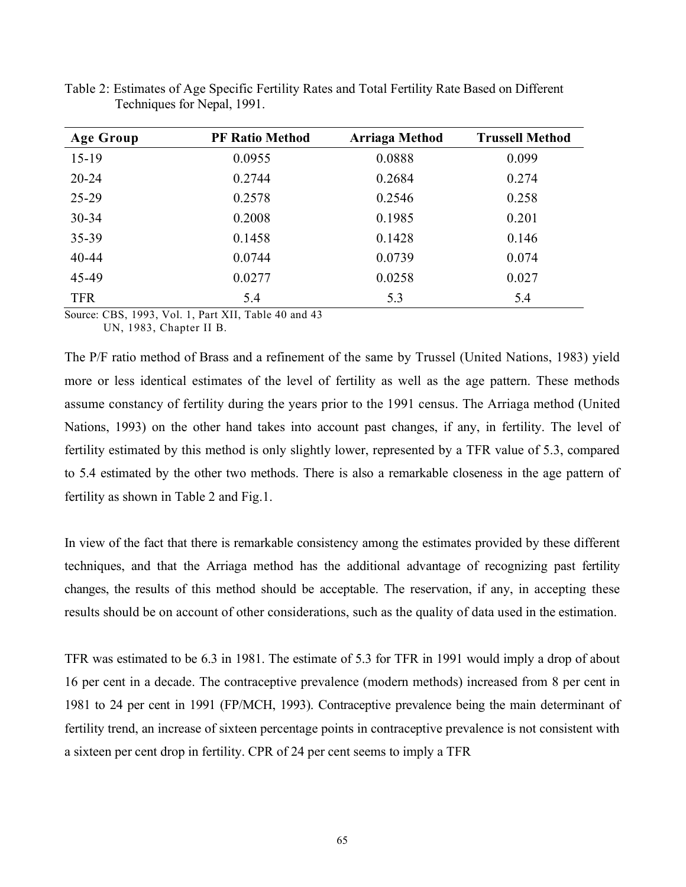Table 2: Estimates of Age Specific Fertility Rates and Total Fertility Rate Based on Different Techniques for Nepal, 1991.

| Age Group | PF Ratio Method | Arriaga Method | Trussell Method |
|---|---|---|---|
| 15-19 | 0.0955 | 0.0888 | 0.099 |
| 20-24 | 0.2744 | 0.2684 | 0.274 |
| 25-29 | 0.2578 | 0.2546 | 0.258 |
| 30-34 | 0.2008 | 0.1985 | 0.201 |
| 35-39 | 0.1458 | 0.1428 | 0.146 |
| 40-44 | 0.0744 | 0.0739 | 0.074 |
| 45-49 | 0.0277 | 0.0258 | 0.027 |
| TFR | 5.4 | 5.3 | 5.4 |

Source: CBS, 1993, Vol. 1, Part XII, Table 40 and 43
UN, 1983, Chapter II B.

The P/F ratio method of Brass and a refinement of the same by Trussel (United Nations, 1983) yield more or less identical estimates of the level of fertility as well as the age pattern. These methods assume constancy of fertility during the years prior to the 1991 census. The Arriaga method (United Nations, 1993) on the other hand takes into account past changes, if any, in fertility. The level of fertility estimated by this method is only slightly lower, represented by a TFR value of 5.3, compared to 5.4 estimated by the other two methods. There is also a remarkable closeness in the age pattern of fertility as shown in Table 2 and Fig.1.

In view of the fact that there is remarkable consistency among the estimates provided by these different techniques, and that the Arriaga method has the additional advantage of recognizing past fertility changes, the results of this method should be acceptable. The reservation, if any, in accepting these results should be on account of other considerations, such as the quality of data used in the estimation.

TFR was estimated to be 6.3 in 1981. The estimate of 5.3 for TFR in 1991 would imply a drop of about 16 per cent in a decade. The contraceptive prevalence (modern methods) increased from 8 per cent in 1981 to 24 per cent in 1991 (FP/MCH, 1993). Contraceptive prevalence being the main determinant of fertility trend, an increase of sixteen percentage points in contraceptive prevalence is not consistent with a sixteen per cent drop in fertility. CPR of 24 per cent seems to imply a TFR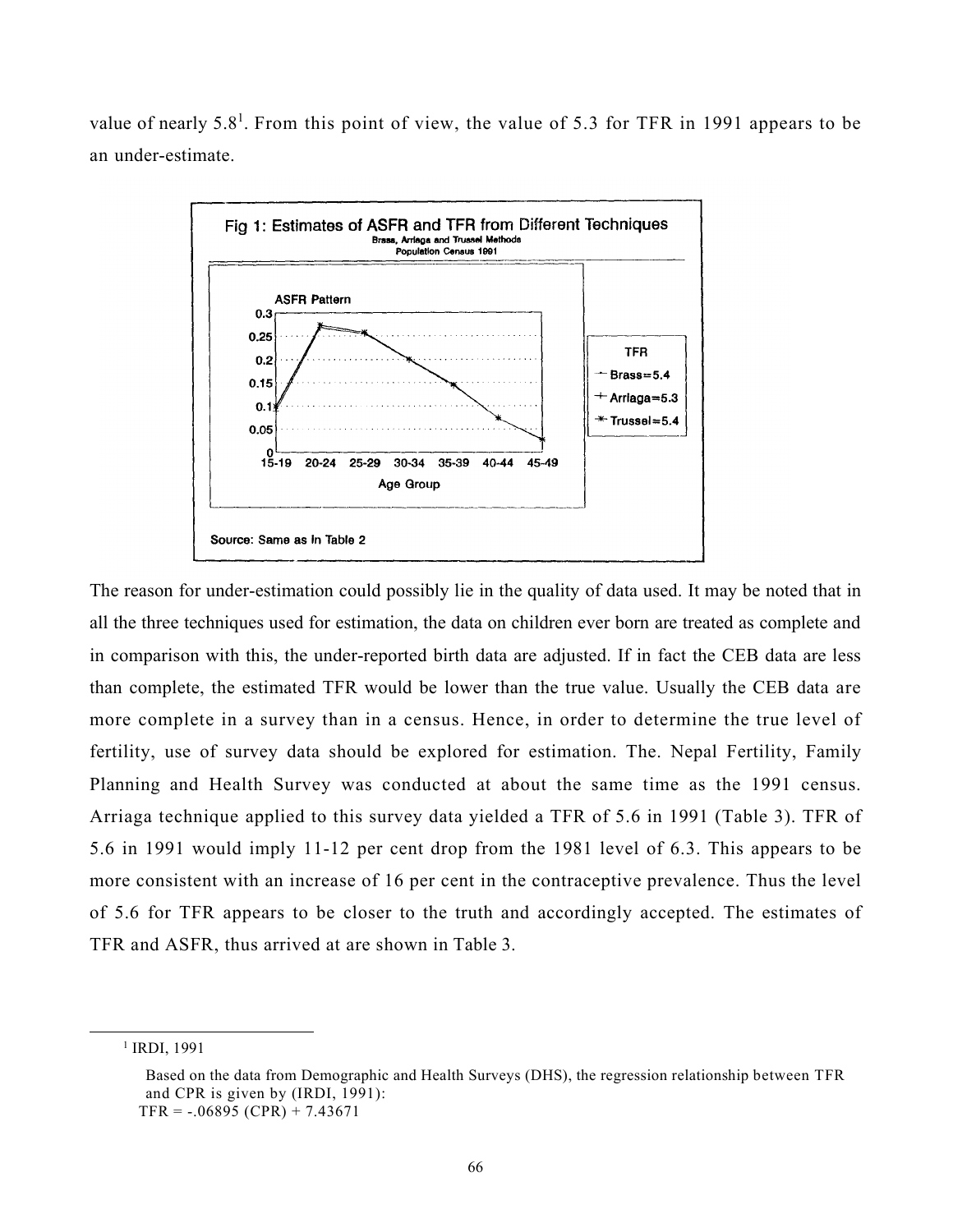value of nearly 5.8[1]. From this point of view, the value of 5.3 for TFR in 1991 appears to be an under-estimate.

Fig 1: Estimates of ASFR and TFR from Different Techniques
Brass, Arriaga and Trussel Methods
Population Census 1991

Source: Same as in Table 2

The reason for under-estimation could possibly lie in the quality of data used. It may be noted that in all the three techniques used for estimation, the data on children ever born are treated as complete and in comparison with this, the under-reported birth data are adjusted. If in fact the CEB data are less than complete, the estimated TFR would be lower than the true value. Usually the CEB data are more complete in a survey than in a census. Hence, in order to determine the true level of fertility, use of survey data should be explored for estimation. The. Nepal Fertility, Family Planning and Health Survey was conducted at about the same time as the 1991 census. Arriaga technique applied to this survey data yielded a TFR of 5.6 in 1991 (Table 3). TFR of 5.6 in 1991 would imply 11-12 per cent drop from the 1981 level of 6.3. This appears to be more consistent with an increase of 16 per cent in the contraceptive prevalence. Thus the level of 5.6 for TFR appears to be closer to the truth and accordingly accepted. The estimates of TFR and ASFR, thus arrived at are shown in Table 3.

---

[1] IRDI, 1991

Based on the data from Demographic and Health Surveys (DHS), the regression relationship between TFR and CPR is given by (IRDI, 1991):

$$TFR = -.06895\ (CPR) + 7.43671$$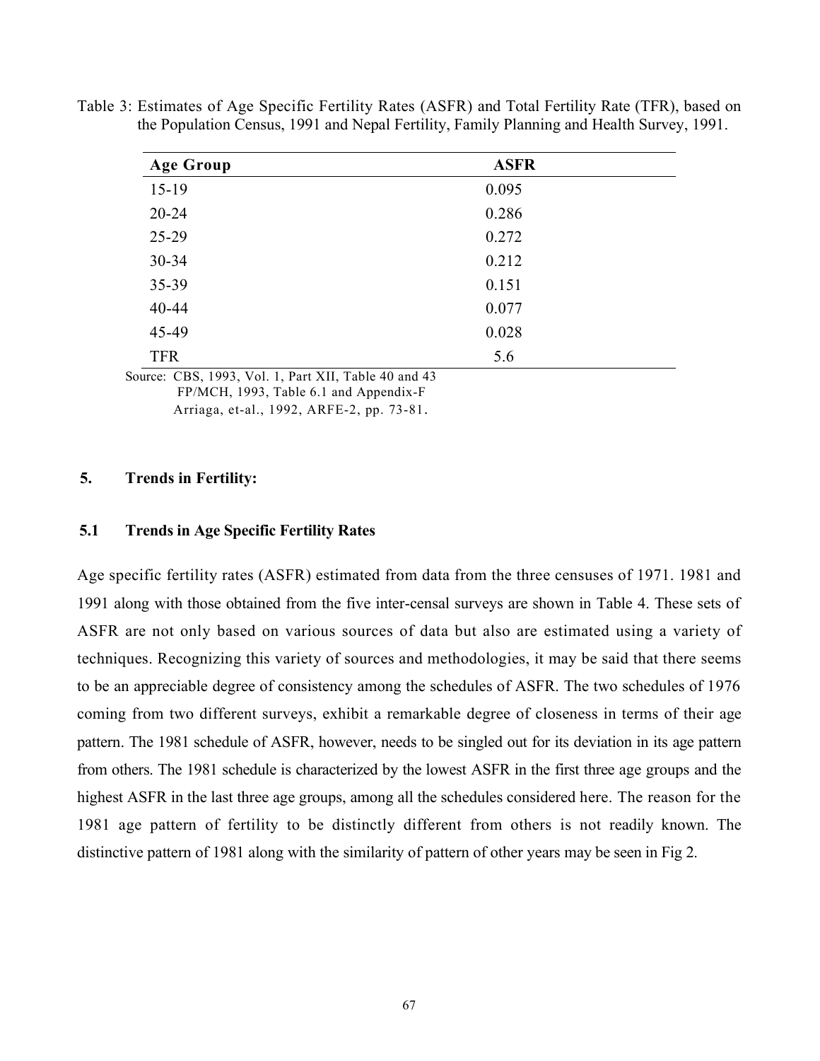Table 3: Estimates of Age Specific Fertility Rates (ASFR) and Total Fertility Rate (TFR), based on the Population Census, 1991 and Nepal Fertility, Family Planning and Health Survey, 1991.

| Age Group | ASFR |
|---|---|
| 15-19 | 0.095 |
| 20-24 | 0.286 |
| 25-29 | 0.272 |
| 30-34 | 0.212 |
| 35-39 | 0.151 |
| 40-44 | 0.077 |
| 45-49 | 0.028 |
| TFR | 5.6 |

Source: CBS, 1993, Vol. 1, Part XII, Table 40 and 43
FP/MCH, 1993, Table 6.1 and Appendix-F
Arriaga, et-al., 1992, ARFE-2, pp. 73-81.

## 5. Trends in Fertility:

### 5.1 Trends in Age Specific Fertility Rates

Age specific fertility rates (ASFR) estimated from data from the three censuses of 1971. 1981 and 1991 along with those obtained from the five inter-censal surveys are shown in Table 4. These sets of ASFR are not only based on various sources of data but also are estimated using a variety of techniques. Recognizing this variety of sources and methodologies, it may be said that there seems to be an appreciable degree of consistency among the schedules of ASFR. The two schedules of 1976 coming from two different surveys, exhibit a remarkable degree of closeness in terms of their age pattern. The 1981 schedule of ASFR, however, needs to be singled out for its deviation in its age pattern from others. The 1981 schedule is characterized by the lowest ASFR in the first three age groups and the highest ASFR in the last three age groups, among all the schedules considered here. The reason for the 1981 age pattern of fertility to be distinctly different from others is not readily known. The distinctive pattern of 1981 along with the similarity of pattern of other years may be seen in Fig 2.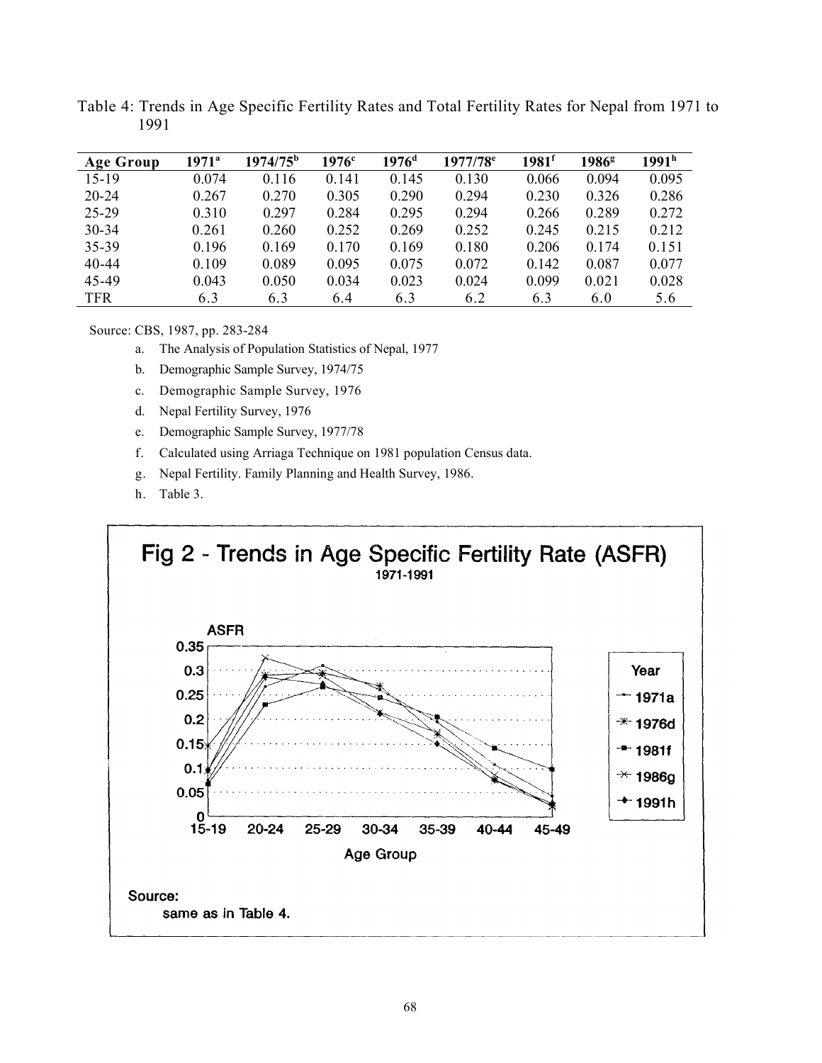Table 4: Trends in Age Specific Fertility Rates and Total Fertility Rates for Nepal from 1971 to 1991

| Age Group | 1971[a] | 1974/75[b] | 1976[c] | 1976[d] | 1977/78[e] | 1981[f] | 1986[g] | 1991[h] |
|---|---|---|---|---|---|---|---|---|
| 15-19 | 0.074 | 0.116 | 0.141 | 0.145 | 0.130 | 0.066 | 0.094 | 0.095 |
| 20-24 | 0.267 | 0.270 | 0.305 | 0.290 | 0.294 | 0.230 | 0.326 | 0.286 |
| 25-29 | 0.310 | 0.297 | 0.284 | 0.295 | 0.294 | 0.266 | 0.289 | 0.272 |
| 30-34 | 0.261 | 0.260 | 0.252 | 0.269 | 0.252 | 0.245 | 0.215 | 0.212 |
| 35-39 | 0.196 | 0.169 | 0.170 | 0.169 | 0.180 | 0.206 | 0.174 | 0.151 |
| 40-44 | 0.109 | 0.089 | 0.095 | 0.075 | 0.072 | 0.142 | 0.087 | 0.077 |
| 45-49 | 0.043 | 0.050 | 0.034 | 0.023 | 0.024 | 0.099 | 0.021 | 0.028 |
| TFR | 6.3 | 6.3 | 6.4 | 6.3 | 6.2 | 6.3 | 6.0 | 5.6 |

Source: CBS, 1987, pp. 283-284

a. The Analysis of Population Statistics of Nepal, 1977
b. Demographic Sample Survey, 1974/75
c. Demographic Sample Survey, 1976
d. Nepal Fertility Survey, 1976
e. Demographic Sample Survey, 1977/78
f. Calculated using Arriaga Technique on 1981 population Census data.
g. Nepal Fertility. Family Planning and Health Survey, 1986.
h. Table 3.

**Fig 2 - Trends in Age Specific Fertility Rate (ASFR)**
1971-1991

Source:
same as in Table 4.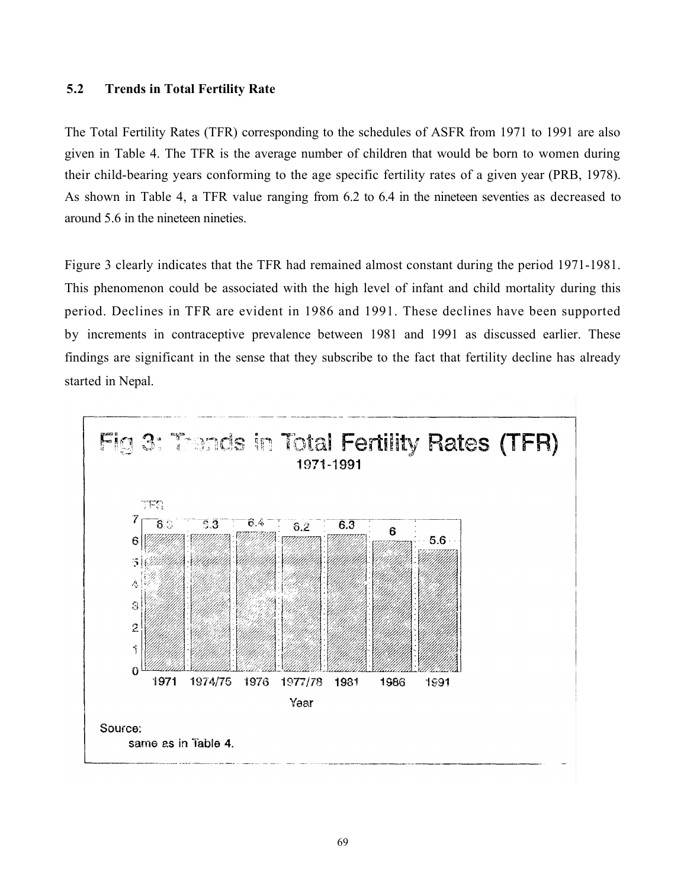## 5.2 Trends in Total Fertility Rate

The Total Fertility Rates (TFR) corresponding to the schedules of ASFR from 1971 to 1991 are also given in Table 4. The TFR is the average number of children that would be born to women during their child-bearing years conforming to the age specific fertility rates of a given year (PRB, 1978). As shown in Table 4, a TFR value ranging from 6.2 to 6.4 in the nineteen seventies as decreased to around 5.6 in the nineteen nineties.

Figure 3 clearly indicates that the TFR had remained almost constant during the period 1971-1981. This phenomenon could be associated with the high level of infant and child mortality during this period. Declines in TFR are evident in 1986 and 1991. These declines have been supported by increments in contraceptive prevalence between 1981 and 1991 as discussed earlier. These findings are significant in the sense that they subscribe to the fact that fertility decline has already started in Nepal.

Fig 3: Trends in Total Fertility Rates (TFR) 1971-1991

Source: same as in Table 4.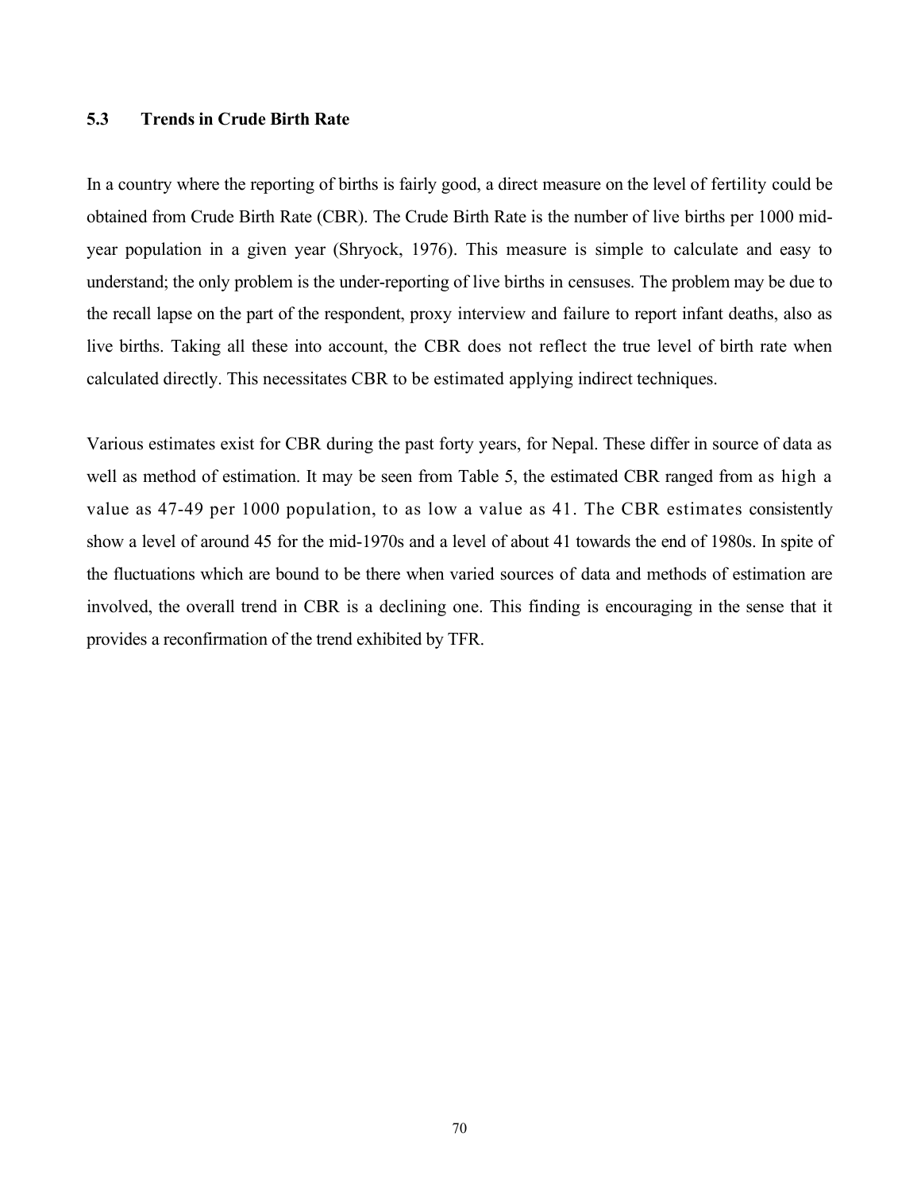### 5.3 Trends in Crude Birth Rate

In a country where the reporting of births is fairly good, a direct measure on the level of fertility could be obtained from Crude Birth Rate (CBR). The Crude Birth Rate is the number of live births per 1000 mid-year population in a given year (Shryock, 1976). This measure is simple to calculate and easy to understand; the only problem is the under-reporting of live births in censuses. The problem may be due to the recall lapse on the part of the respondent, proxy interview and failure to report infant deaths, also as live births. Taking all these into account, the CBR does not reflect the true level of birth rate when calculated directly. This necessitates CBR to be estimated applying indirect techniques.

Various estimates exist for CBR during the past forty years, for Nepal. These differ in source of data as well as method of estimation. It may be seen from Table 5, the estimated CBR ranged from as high a value as 47-49 per 1000 population, to as low a value as 41. The CBR estimates consistently show a level of around 45 for the mid-1970s and a level of about 41 towards the end of 1980s. In spite of the fluctuations which are bound to be there when varied sources of data and methods of estimation are involved, the overall trend in CBR is a declining one. This finding is encouraging in the sense that it provides a reconfirmation of the trend exhibited by TFR.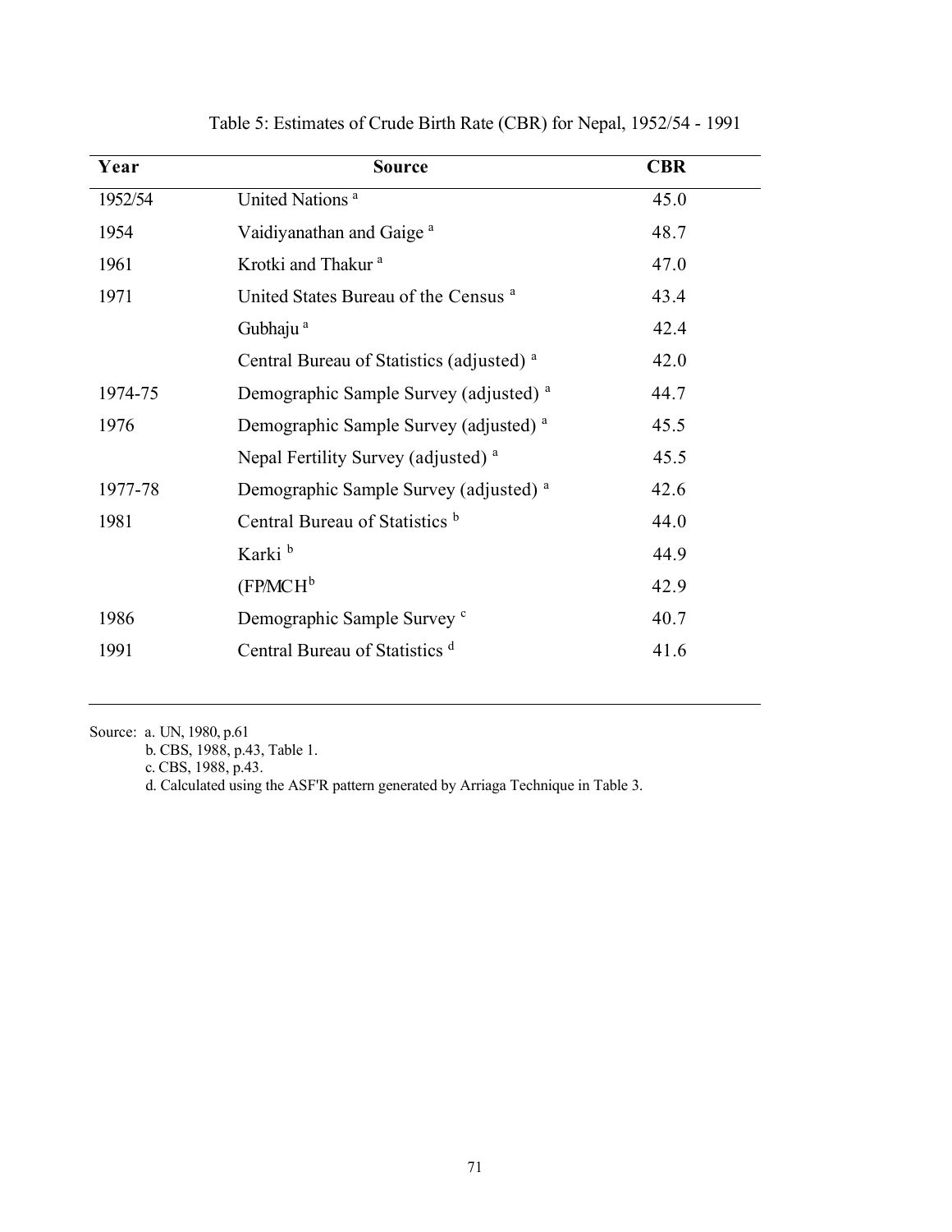Table 5: Estimates of Crude Birth Rate (CBR) for Nepal, 1952/54 - 1991

| Year | Source | CBR |
|---|---|---|
| 1952/54 | United Nations [a] | 45.0 |
| 1954 | Vaidiyanathan and Gaige [a] | 48.7 |
| 1961 | Krotki and Thakur [a] | 47.0 |
| 1971 | United States Bureau of the Census [a] | 43.4 |
| | Gubhaju [a] | 42.4 |
| | Central Bureau of Statistics (adjusted) [a] | 42.0 |
| 1974-75 | Demographic Sample Survey (adjusted) [a] | 44.7 |
| 1976 | Demographic Sample Survey (adjusted) [a] | 45.5 |
| | Nepal Fertility Survey (adjusted) [a] | 45.5 |
| 1977-78 | Demographic Sample Survey (adjusted) [a] | 42.6 |
| 1981 | Central Bureau of Statistics [b] | 44.0 |
| | Karki [b] | 44.9 |
| | (FP/MCH[b] | 42.9 |
| 1986 | Demographic Sample Survey [c] | 40.7 |
| 1991 | Central Bureau of Statistics [d] | 41.6 |

Source: a. UN, 1980, p.61
b. CBS, 1988, p.43, Table 1.
c. CBS, 1988, p.43.
d. Calculated using the ASF'R pattern generated by Arriaga Technique in Table 3.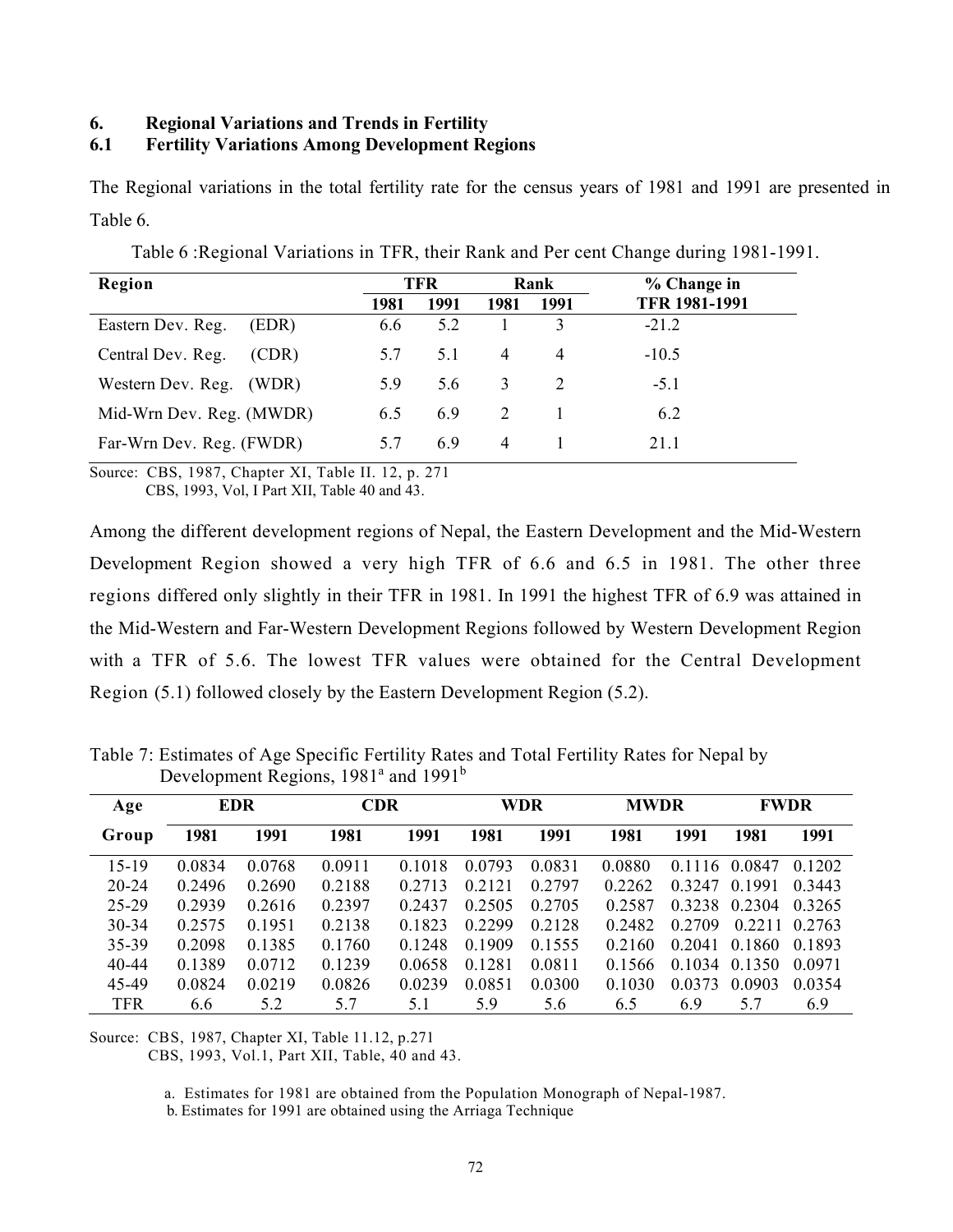## 6. Regional Variations and Trends in Fertility

### 6.1 Fertility Variations Among Development Regions

The Regional variations in the total fertility rate for the census years of 1981 and 1991 are presented in Table 6.

Table 6 :Regional Variations in TFR, their Rank and Per cent Change during 1981-1991.

| Region | TFR | | Rank | | % Change in |
|---|---|---|---|---|---|
| | 1981 | 1991 | 1981 | 1991 | TFR 1981-1991 |
| Eastern Dev. Reg. (EDR) | 6.6 | 5.2 | 1 | 3 | -21.2 |
| Central Dev. Reg. (CDR) | 5.7 | 5.1 | 4 | 4 | -10.5 |
| Western Dev. Reg. (WDR) | 5.9 | 5.6 | 3 | 2 | -5.1 |
| Mid-Wrn Dev. Reg. (MWDR) | 6.5 | 6.9 | 2 | 1 | 6.2 |
| Far-Wrn Dev. Reg. (FWDR) | 5.7 | 6.9 | 4 | 1 | 21.1 |

Source: CBS, 1987, Chapter XI, Table II. 12, p. 271
CBS, 1993, Vol, I Part XII, Table 40 and 43.

Among the different development regions of Nepal, the Eastern Development and the Mid-Western Development Region showed a very high TFR of 6.6 and 6.5 in 1981. The other three regions differed only slightly in their TFR in 1981. In 1991 the highest TFR of 6.9 was attained in the Mid-Western and Far-Western Development Regions followed by Western Development Region with a TFR of 5.6. The lowest TFR values were obtained for the Central Development Region (5.1) followed closely by the Eastern Development Region (5.2).

Table 7: Estimates of Age Specific Fertility Rates and Total Fertility Rates for Nepal by Development Regions, 1981[a] and 1991[b]

| Age | EDR | | CDR | | WDR | | MWDR | | FWDR | |
|---|---|---|---|---|---|---|---|---|---|---|
| Group | 1981 | 1991 | 1981 | 1991 | 1981 | 1991 | 1981 | 1991 | 1981 | 1991 |
| 15-19 | 0.0834 | 0.0768 | 0.0911 | 0.1018 | 0.0793 | 0.0831 | 0.0880 | 0.1116 | 0.0847 | 0.1202 |
| 20-24 | 0.2496 | 0.2690 | 0.2188 | 0.2713 | 0.2121 | 0.2797 | 0.2262 | 0.3247 | 0.1991 | 0.3443 |
| 25-29 | 0.2939 | 0.2616 | 0.2397 | 0.2437 | 0.2505 | 0.2705 | 0.2587 | 0.3238 | 0.2304 | 0.3265 |
| 30-34 | 0.2575 | 0.1951 | 0.2138 | 0.1823 | 0.2299 | 0.2128 | 0.2482 | 0.2709 | 0.2211 | 0.2763 |
| 35-39 | 0.2098 | 0.1385 | 0.1760 | 0.1248 | 0.1909 | 0.1555 | 0.2160 | 0.2041 | 0.1860 | 0.1893 |
| 40-44 | 0.1389 | 0.0712 | 0.1239 | 0.0658 | 0.1281 | 0.0811 | 0.1566 | 0.1034 | 0.1350 | 0.0971 |
| 45-49 | 0.0824 | 0.0219 | 0.0826 | 0.0239 | 0.0851 | 0.0300 | 0.1030 | 0.0373 | 0.0903 | 0.0354 |
| TFR | 6.6 | 5.2 | 5.7 | 5.1 | 5.9 | 5.6 | 6.5 | 6.9 | 5.7 | 6.9 |

Source: CBS, 1987, Chapter XI, Table 11.12, p.271
CBS, 1993, Vol.1, Part XII, Table, 40 and 43.

a. Estimates for 1981 are obtained from the Population Monograph of Nepal-1987.
b. Estimates for 1991 are obtained using the Arriaga Technique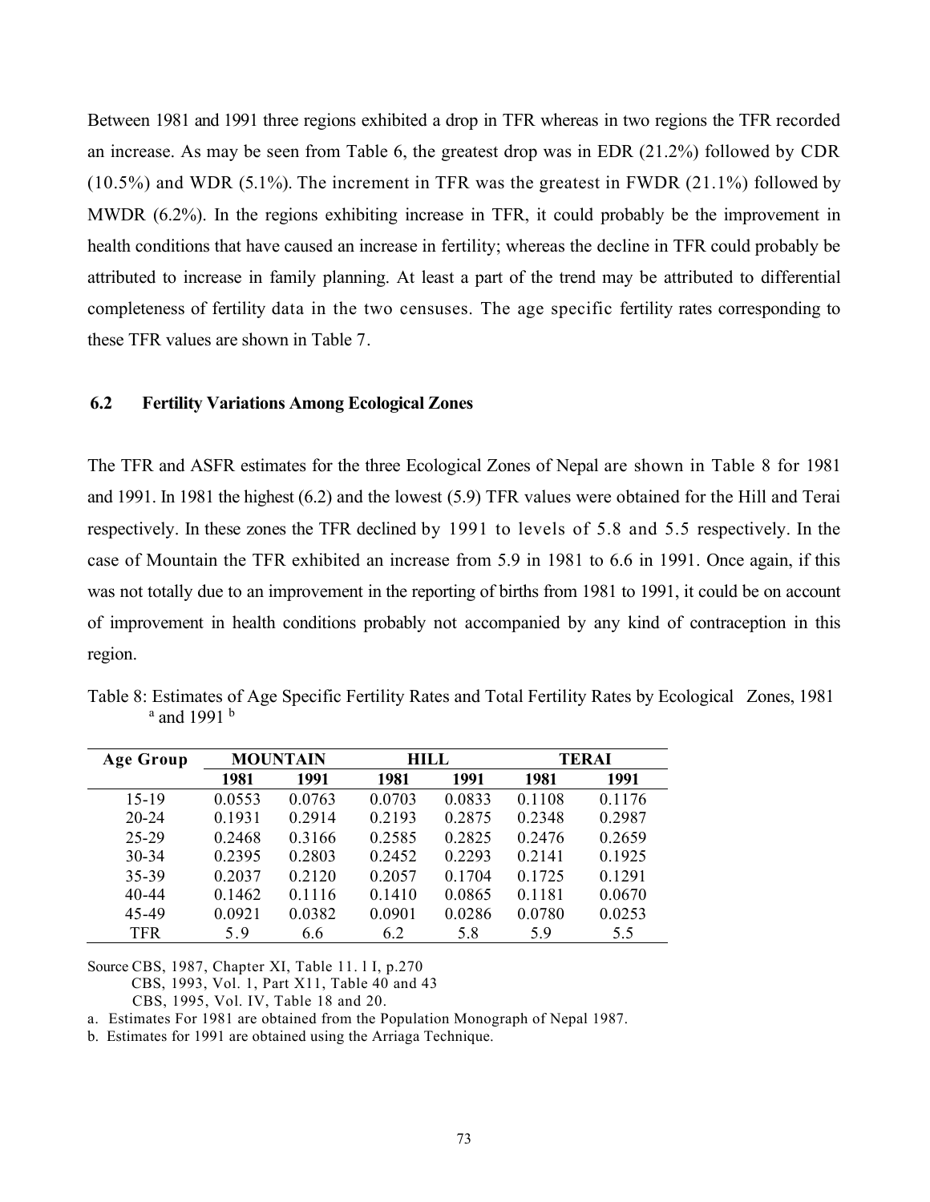Between 1981 and 1991 three regions exhibited a drop in TFR whereas in two regions the TFR recorded an increase. As may be seen from Table 6, the greatest drop was in EDR (21.2%) followed by CDR (10.5%) and WDR (5.1%). The increment in TFR was the greatest in FWDR (21.1%) followed by MWDR (6.2%). In the regions exhibiting increase in TFR, it could probably be the improvement in health conditions that have caused an increase in fertility; whereas the decline in TFR could probably be attributed to increase in family planning. At least a part of the trend may be attributed to differential completeness of fertility data in the two censuses. The age specific fertility rates corresponding to these TFR values are shown in Table 7.

### 6.2 Fertility Variations Among Ecological Zones

The TFR and ASFR estimates for the three Ecological Zones of Nepal are shown in Table 8 for 1981 and 1991. In 1981 the highest (6.2) and the lowest (5.9) TFR values were obtained for the Hill and Terai respectively. In these zones the TFR declined by 1991 to levels of 5.8 and 5.5 respectively. In the case of Mountain the TFR exhibited an increase from 5.9 in 1981 to 6.6 in 1991. Once again, if this was not totally due to an improvement in the reporting of births from 1981 to 1991, it could be on account of improvement in health conditions probably not accompanied by any kind of contraception in this region.

Table 8: Estimates of Age Specific Fertility Rates and Total Fertility Rates by Ecological Zones, 1981 [a] and 1991 [b]

| Age Group | MOUNTAIN | | HILL | | TERAI | |
|---|---|---|---|---|---|---|
| | 1981 | 1991 | 1981 | 1991 | 1981 | 1991 |
| 15-19 | 0.0553 | 0.0763 | 0.0703 | 0.0833 | 0.1108 | 0.1176 |
| 20-24 | 0.1931 | 0.2914 | 0.2193 | 0.2875 | 0.2348 | 0.2987 |
| 25-29 | 0.2468 | 0.3166 | 0.2585 | 0.2825 | 0.2476 | 0.2659 |
| 30-34 | 0.2395 | 0.2803 | 0.2452 | 0.2293 | 0.2141 | 0.1925 |
| 35-39 | 0.2037 | 0.2120 | 0.2057 | 0.1704 | 0.1725 | 0.1291 |
| 40-44 | 0.1462 | 0.1116 | 0.1410 | 0.0865 | 0.1181 | 0.0670 |
| 45-49 | 0.0921 | 0.0382 | 0.0901 | 0.0286 | 0.0780 | 0.0253 |
| TFR | 5.9 | 6.6 | 6.2 | 5.8 | 5.9 | 5.5 |

Source CBS, 1987, Chapter XI, Table 11. l I, p.270

CBS, 1993, Vol. 1, Part X11, Table 40 and 43

CBS, 1995, Vol. IV, Table 18 and 20.

a. Estimates For 1981 are obtained from the Population Monograph of Nepal 1987.

b. Estimates for 1991 are obtained using the Arriaga Technique.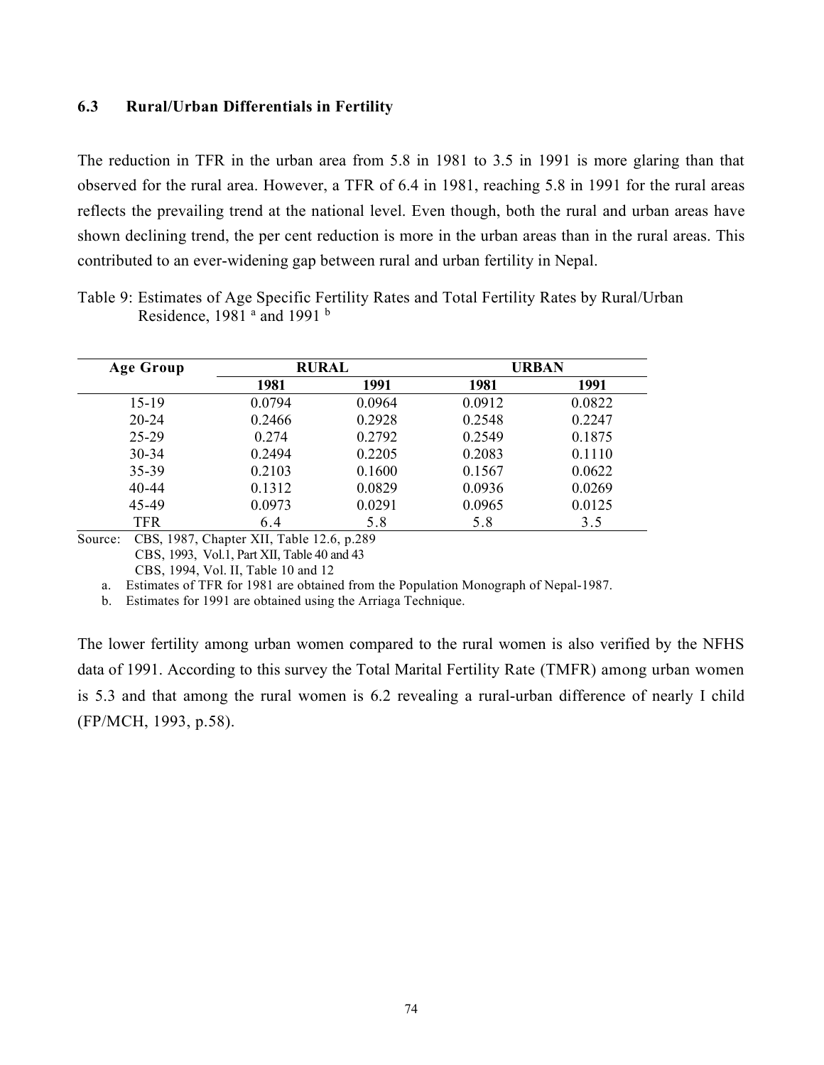### 6.3 Rural/Urban Differentials in Fertility

The reduction in TFR in the urban area from 5.8 in 1981 to 3.5 in 1991 is more glaring than that observed for the rural area. However, a TFR of 6.4 in 1981, reaching 5.8 in 1991 for the rural areas reflects the prevailing trend at the national level. Even though, both the rural and urban areas have shown declining trend, the per cent reduction is more in the urban areas than in the rural areas. This contributed to an ever-widening gap between rural and urban fertility in Nepal.

Table 9: Estimates of Age Specific Fertility Rates and Total Fertility Rates by Rural/Urban Residence, 1981 [a] and 1991 [b]

| Age Group | RURAL | | URBAN | |
|---|---|---|---|---|
| | 1981 | 1991 | 1981 | 1991 |
| 15-19 | 0.0794 | 0.0964 | 0.0912 | 0.0822 |
| 20-24 | 0.2466 | 0.2928 | 0.2548 | 0.2247 |
| 25-29 | 0.274 | 0.2792 | 0.2549 | 0.1875 |
| 30-34 | 0.2494 | 0.2205 | 0.2083 | 0.1110 |
| 35-39 | 0.2103 | 0.1600 | 0.1567 | 0.0622 |
| 40-44 | 0.1312 | 0.0829 | 0.0936 | 0.0269 |
| 45-49 | 0.0973 | 0.0291 | 0.0965 | 0.0125 |
| TFR | 6.4 | 5.8 | 5.8 | 3.5 |

Source: CBS, 1987, Chapter XII, Table 12.6, p.289
CBS, 1993, Vol.1, Part XII, Table 40 and 43
CBS, 1994, Vol. II, Table 10 and 12

a. Estimates of TFR for 1981 are obtained from the Population Monograph of Nepal-1987.
b. Estimates for 1991 are obtained using the Arriaga Technique.

The lower fertility among urban women compared to the rural women is also verified by the NFHS data of 1991. According to this survey the Total Marital Fertility Rate (TMFR) among urban women is 5.3 and that among the rural women is 6.2 revealing a rural-urban difference of nearly I child (FP/MCH, 1993, p.58).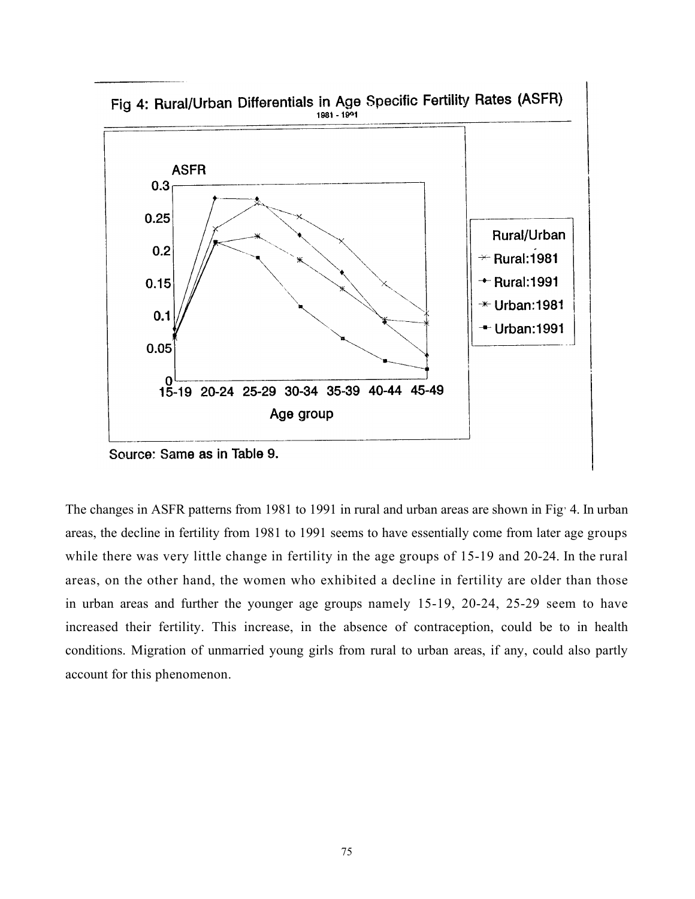Fig 4: Rural/Urban Differentials in Age Specific Fertility Rates (ASFR)

1981 - 1991

Source: Same as in Table 9.

The changes in ASFR patterns from 1981 to 1991 in rural and urban areas are shown in Fig. 4. In urban areas, the decline in fertility from 1981 to 1991 seems to have essentially come from later age groups while there was very little change in fertility in the age groups of 15-19 and 20-24. In the rural areas, on the other hand, the women who exhibited a decline in fertility are older than those in urban areas and further the younger age groups namely 15-19, 20-24, 25-29 seem to have increased their fertility. This increase, in the absence of contraception, could be to in health conditions. Migration of unmarried young girls from rural to urban areas, if any, could also partly account for this phenomenon.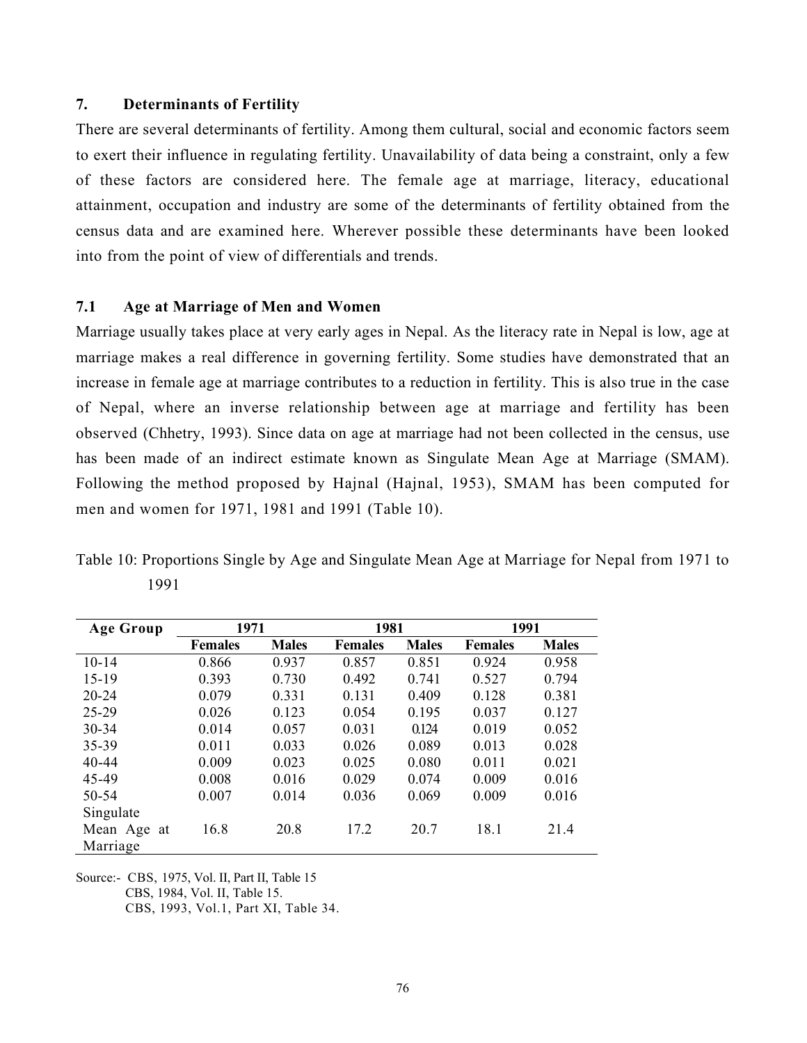## 7. Determinants of Fertility

There are several determinants of fertility. Among them cultural, social and economic factors seem to exert their influence in regulating fertility. Unavailability of data being a constraint, only a few of these factors are considered here. The female age at marriage, literacy, educational attainment, occupation and industry are some of the determinants of fertility obtained from the census data and are examined here. Wherever possible these determinants have been looked into from the point of view of differentials and trends.

### 7.1 Age at Marriage of Men and Women

Marriage usually takes place at very early ages in Nepal. As the literacy rate in Nepal is low, age at marriage makes a real difference in governing fertility. Some studies have demonstrated that an increase in female age at marriage contributes to a reduction in fertility. This is also true in the case of Nepal, where an inverse relationship between age at marriage and fertility has been observed (Chhetry, 1993). Since data on age at marriage had not been collected in the census, use has been made of an indirect estimate known as Singulate Mean Age at Marriage (SMAM). Following the method proposed by Hajnal (Hajnal, 1953), SMAM has been computed for men and women for 1971, 1981 and 1991 (Table 10).

Table 10: Proportions Single by Age and Singulate Mean Age at Marriage for Nepal from 1971 to 1991

| Age Group | 1971 | | 1981 | | 1991 | |
|---|---|---|---|---|---|---|
| | Females | Males | Females | Males | Females | Males |
| 10-14 | 0.866 | 0.937 | 0.857 | 0.851 | 0.924 | 0.958 |
| 15-19 | 0.393 | 0.730 | 0.492 | 0.741 | 0.527 | 0.794 |
| 20-24 | 0.079 | 0.331 | 0.131 | 0.409 | 0.128 | 0.381 |
| 25-29 | 0.026 | 0.123 | 0.054 | 0.195 | 0.037 | 0.127 |
| 30-34 | 0.014 | 0.057 | 0.031 | 0.124 | 0.019 | 0.052 |
| 35-39 | 0.011 | 0.033 | 0.026 | 0.089 | 0.013 | 0.028 |
| 40-44 | 0.009 | 0.023 | 0.025 | 0.080 | 0.011 | 0.021 |
| 45-49 | 0.008 | 0.016 | 0.029 | 0.074 | 0.009 | 0.016 |
| 50-54 | 0.007 | 0.014 | 0.036 | 0.069 | 0.009 | 0.016 |
| Singulate Mean Age at Marriage | 16.8 | 20.8 | 17.2 | 20.7 | 18.1 | 21.4 |

Source:- CBS, 1975, Vol. II, Part II, Table 15
CBS, 1984, Vol. II, Table 15.
CBS, 1993, Vol.1, Part XI, Table 34.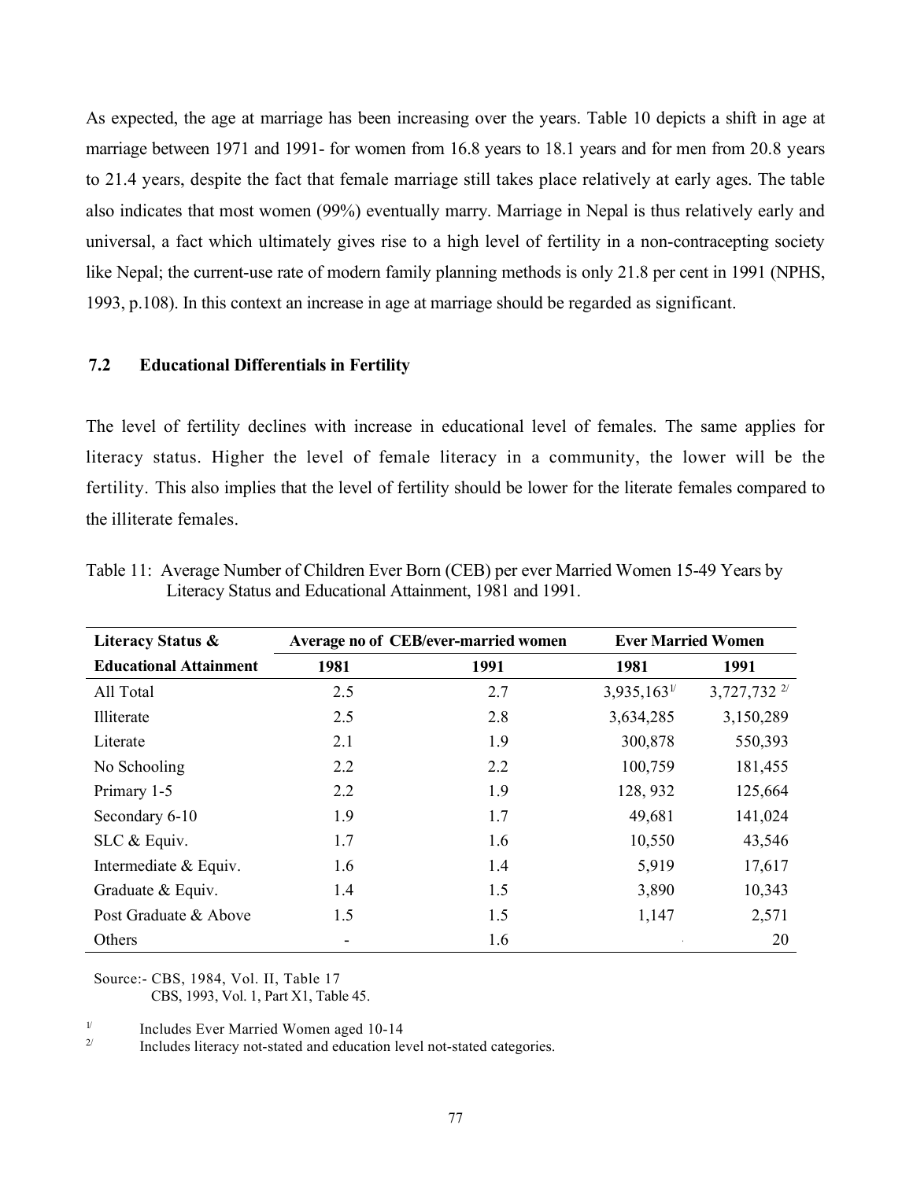As expected, the age at marriage has been increasing over the years. Table 10 depicts a shift in age at marriage between 1971 and 1991- for women from 16.8 years to 18.1 years and for men from 20.8 years to 21.4 years, despite the fact that female marriage still takes place relatively at early ages. The table also indicates that most women (99%) eventually marry. Marriage in Nepal is thus relatively early and universal, a fact which ultimately gives rise to a high level of fertility in a non-contracepting society like Nepal; the current-use rate of modern family planning methods is only 21.8 per cent in 1991 (NPHS, 1993, p.108). In this context an increase in age at marriage should be regarded as significant.

### 7.2 Educational Differentials in Fertility

The level of fertility declines with increase in educational level of females. The same applies for literacy status. Higher the level of female literacy in a community, the lower will be the fertility. This also implies that the level of fertility should be lower for the literate females compared to the illiterate females.

Table 11: Average Number of Children Ever Born (CEB) per ever Married Women 15-49 Years by Literacy Status and Educational Attainment, 1981 and 1991.

| Literacy Status & Educational Attainment | Average no of CEB/ever-married women | | Ever Married Women | |
|---|---|---|---|---|
| | 1981 | 1991 | 1981 | 1991 |
| All Total | 2.5 | 2.7 | 3,935,163[1/] | 3,727,732 [2/] |
| Illiterate | 2.5 | 2.8 | 3,634,285 | 3,150,289 |
| Literate | 2.1 | 1.9 | 300,878 | 550,393 |
| No Schooling | 2.2 | 2.2 | 100,759 | 181,455 |
| Primary 1-5 | 2.2 | 1.9 | 128, 932 | 125,664 |
| Secondary 6-10 | 1.9 | 1.7 | 49,681 | 141,024 |
| SLC & Equiv. | 1.7 | 1.6 | 10,550 | 43,546 |
| Intermediate & Equiv. | 1.6 | 1.4 | 5,919 | 17,617 |
| Graduate & Equiv. | 1.4 | 1.5 | 3,890 | 10,343 |
| Post Graduate & Above | 1.5 | 1.5 | 1,147 | 2,571 |
| Others | - | 1.6 | | 20 |

Source:- CBS, 1984, Vol. II, Table 17
CBS, 1993, Vol. 1, Part X1, Table 45.

[1/] Includes Ever Married Women aged 10-14

[2/] Includes literacy not-stated and education level not-stated categories.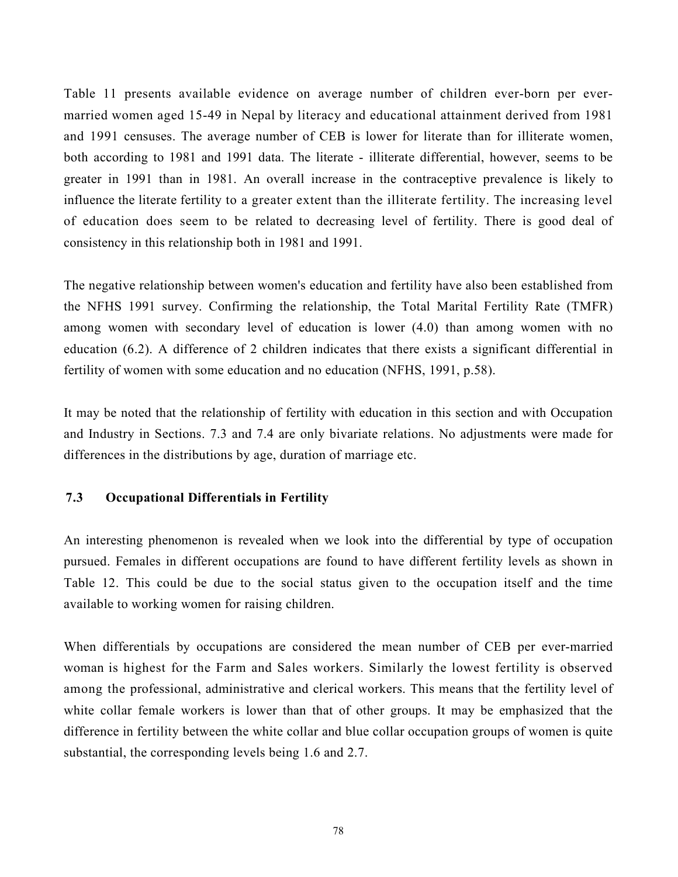Table 11 presents available evidence on average number of children ever-born per ever-married women aged 15-49 in Nepal by literacy and educational attainment derived from 1981 and 1991 censuses. The average number of CEB is lower for literate than for illiterate women, both according to 1981 and 1991 data. The literate - illiterate differential, however, seems to be greater in 1991 than in 1981. An overall increase in the contraceptive prevalence is likely to influence the literate fertility to a greater extent than the illiterate fertility. The increasing level of education does seem to be related to decreasing level of fertility. There is good deal of consistency in this relationship both in 1981 and 1991.

The negative relationship between women's education and fertility have also been established from the NFHS 1991 survey. Confirming the relationship, the Total Marital Fertility Rate (TMFR) among women with secondary level of education is lower (4.0) than among women with no education (6.2). A difference of 2 children indicates that there exists a significant differential in fertility of women with some education and no education (NFHS, 1991, p.58).

It may be noted that the relationship of fertility with education in this section and with Occupation and Industry in Sections. 7.3 and 7.4 are only bivariate relations. No adjustments were made for differences in the distributions by age, duration of marriage etc.

### 7.3 Occupational Differentials in Fertility

An interesting phenomenon is revealed when we look into the differential by type of occupation pursued. Females in different occupations are found to have different fertility levels as shown in Table 12. This could be due to the social status given to the occupation itself and the time available to working women for raising children.

When differentials by occupations are considered the mean number of CEB per ever-married woman is highest for the Farm and Sales workers. Similarly the lowest fertility is observed among the professional, administrative and clerical workers. This means that the fertility level of white collar female workers is lower than that of other groups. It may be emphasized that the difference in fertility between the white collar and blue collar occupation groups of women is quite substantial, the corresponding levels being 1.6 and 2.7.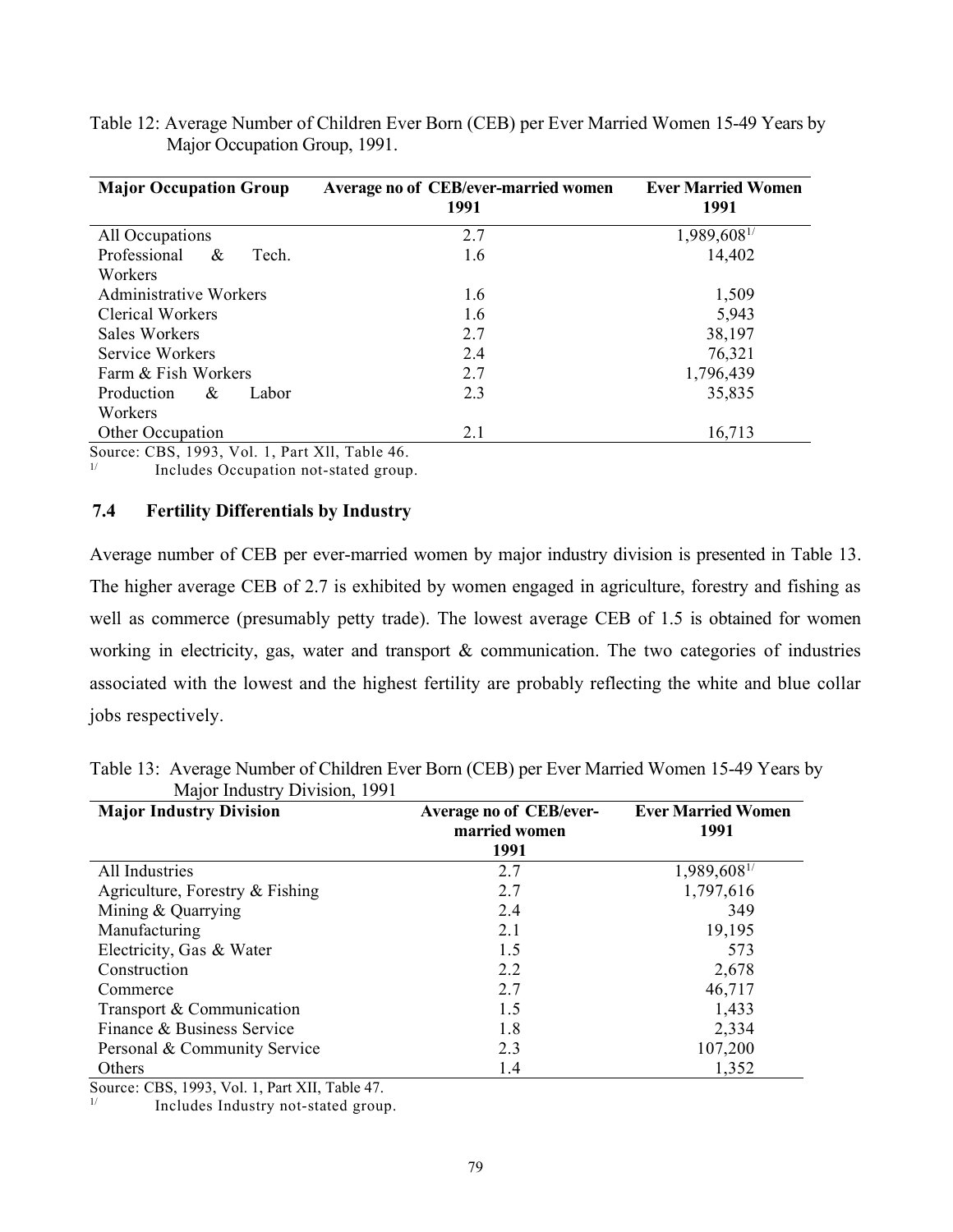Table 12: Average Number of Children Ever Born (CEB) per Ever Married Women 15-49 Years by Major Occupation Group, 1991.

| Major Occupation Group | Average no of CEB/ever-married women 1991 | Ever Married Women 1991 |
|---|---|---|
| All Occupations | 2.7 | 1,989,608[1/] |
| Professional & Tech. Workers | 1.6 | 14,402 |
| Administrative Workers | 1.6 | 1,509 |
| Clerical Workers | 1.6 | 5,943 |
| Sales Workers | 2.7 | 38,197 |
| Service Workers | 2.4 | 76,321 |
| Farm & Fish Workers | 2.7 | 1,796,439 |
| Production & Labor Workers | 2.3 | 35,835 |
| Other Occupation | 2.1 | 16,713 |

Source: CBS, 1993, Vol. 1, Part XlI, Table 46.

[1/] Includes Occupation not-stated group.

### 7.4 Fertility Differentials by Industry

Average number of CEB per ever-married women by major industry division is presented in Table 13. The higher average CEB of 2.7 is exhibited by women engaged in agriculture, forestry and fishing as well as commerce (presumably petty trade). The lowest average CEB of 1.5 is obtained for women working in electricity, gas, water and transport & communication. The two categories of industries associated with the lowest and the highest fertility are probably reflecting the white and blue collar jobs respectively.

Table 13: Average Number of Children Ever Born (CEB) per Ever Married Women 15-49 Years by Major Industry Division, 1991

| Major Industry Division | Average no of CEB/ever-married women 1991 | Ever Married Women 1991 |
|---|---|---|
| All Industries | 2.7 | 1,989,608[1/] |
| Agriculture, Forestry & Fishing | 2.7 | 1,797,616 |
| Mining & Quarrying | 2.4 | 349 |
| Manufacturing | 2.1 | 19,195 |
| Electricity, Gas & Water | 1.5 | 573 |
| Construction | 2.2 | 2,678 |
| Commerce | 2.7 | 46,717 |
| Transport & Communication | 1.5 | 1,433 |
| Finance & Business Service | 1.8 | 2,334 |
| Personal & Community Service | 2.3 | 107,200 |
| Others | 1.4 | 1,352 |

Source: CBS, 1993, Vol. 1, Part XII, Table 47.

[1/] Includes Industry not-stated group.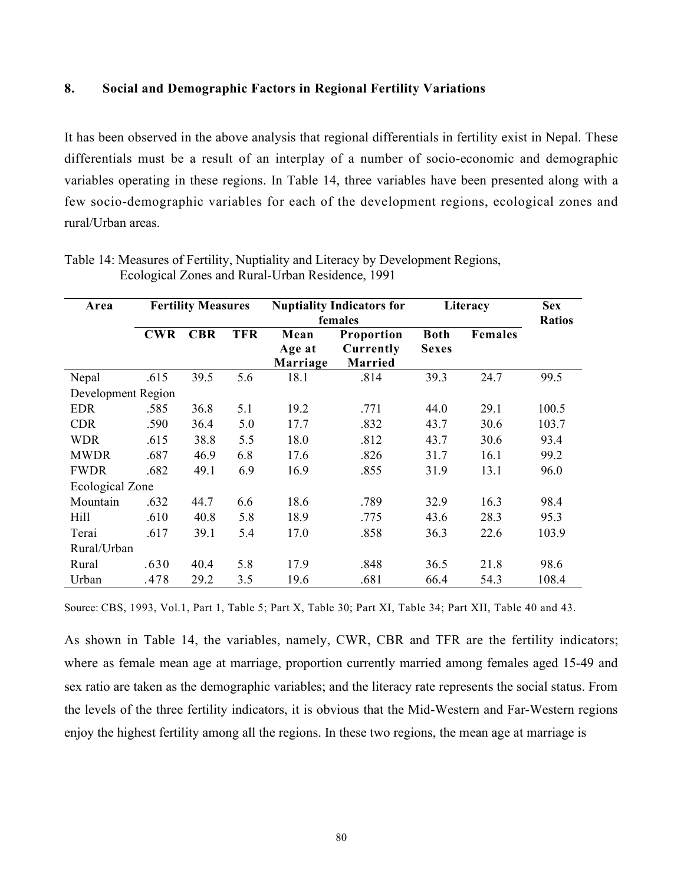## 8. Social and Demographic Factors in Regional Fertility Variations

It has been observed in the above analysis that regional differentials in fertility exist in Nepal. These differentials must be a result of an interplay of a number of socio-economic and demographic variables operating in these regions. In Table 14, three variables have been presented along with a few socio-demographic variables for each of the development regions, ecological zones and rural/Urban areas.

Table 14: Measures of Fertility, Nuptiality and Literacy by Development Regions, Ecological Zones and Rural-Urban Residence, 1991

| Area | Fertility Measures | | | Nuptiality Indicators for females | | Literacy | | Sex Ratios |
|---|---|---|---|---|---|---|---|---|
| | CWR | CBR | TFR | Mean Age at Marriage | Proportion Currently Married | Both Sexes | Females | |
| Nepal | .615 | 39.5 | 5.6 | 18.1 | .814 | 39.3 | 24.7 | 99.5 |
| Development Region | | | | | | | | |
| EDR | .585 | 36.8 | 5.1 | 19.2 | .771 | 44.0 | 29.1 | 100.5 |
| CDR | .590 | 36.4 | 5.0 | 17.7 | .832 | 43.7 | 30.6 | 103.7 |
| WDR | .615 | 38.8 | 5.5 | 18.0 | .812 | 43.7 | 30.6 | 93.4 |
| MWDR | .687 | 46.9 | 6.8 | 17.6 | .826 | 31.7 | 16.1 | 99.2 |
| FWDR | .682 | 49.1 | 6.9 | 16.9 | .855 | 31.9 | 13.1 | 96.0 |
| Ecological Zone | | | | | | | | |
| Mountain | .632 | 44.7 | 6.6 | 18.6 | .789 | 32.9 | 16.3 | 98.4 |
| Hill | .610 | 40.8 | 5.8 | 18.9 | .775 | 43.6 | 28.3 | 95.3 |
| Terai | .617 | 39.1 | 5.4 | 17.0 | .858 | 36.3 | 22.6 | 103.9 |
| Rural/Urban | | | | | | | | |
| Rural | .630 | 40.4 | 5.8 | 17.9 | .848 | 36.5 | 21.8 | 98.6 |
| Urban | .478 | 29.2 | 3.5 | 19.6 | .681 | 66.4 | 54.3 | 108.4 |

Source: CBS, 1993, Vol.1, Part 1, Table 5; Part X, Table 30; Part XI, Table 34; Part XII, Table 40 and 43.

As shown in Table 14, the variables, namely, CWR, CBR and TFR are the fertility indicators; where as female mean age at marriage, proportion currently married among females aged 15-49 and sex ratio are taken as the demographic variables; and the literacy rate represents the social status. From the levels of the three fertility indicators, it is obvious that the Mid-Western and Far-Western regions enjoy the highest fertility among all the regions. In these two regions, the mean age at marriage is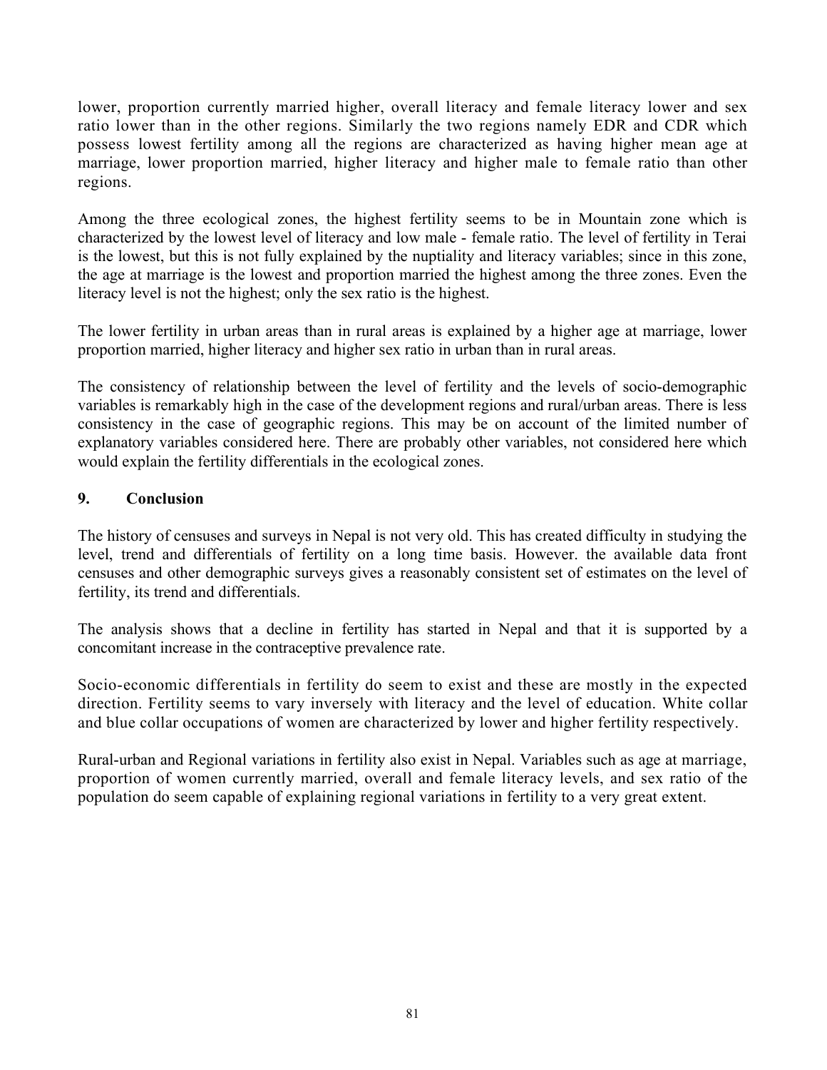lower, proportion currently married higher, overall literacy and female literacy lower and sex ratio lower than in the other regions. Similarly the two regions namely EDR and CDR which possess lowest fertility among all the regions are characterized as having higher mean age at marriage, lower proportion married, higher literacy and higher male to female ratio than other regions.

Among the three ecological zones, the highest fertility seems to be in Mountain zone which is characterized by the lowest level of literacy and low male - female ratio. The level of fertility in Terai is the lowest, but this is not fully explained by the nuptiality and literacy variables; since in this zone, the age at marriage is the lowest and proportion married the highest among the three zones. Even the literacy level is not the highest; only the sex ratio is the highest.

The lower fertility in urban areas than in rural areas is explained by a higher age at marriage, lower proportion married, higher literacy and higher sex ratio in urban than in rural areas.

The consistency of relationship between the level of fertility and the levels of socio-demographic variables is remarkably high in the case of the development regions and rural/urban areas. There is less consistency in the case of geographic regions. This may be on account of the limited number of explanatory variables considered here. There are probably other variables, not considered here which would explain the fertility differentials in the ecological zones.

## 9. Conclusion

The history of censuses and surveys in Nepal is not very old. This has created difficulty in studying the level, trend and differentials of fertility on a long time basis. However. the available data front censuses and other demographic surveys gives a reasonably consistent set of estimates on the level of fertility, its trend and differentials.

The analysis shows that a decline in fertility has started in Nepal and that it is supported by a concomitant increase in the contraceptive prevalence rate.

Socio-economic differentials in fertility do seem to exist and these are mostly in the expected direction. Fertility seems to vary inversely with literacy and the level of education. White collar and blue collar occupations of women are characterized by lower and higher fertility respectively.

Rural-urban and Regional variations in fertility also exist in Nepal. Variables such as age at marriage, proportion of women currently married, overall and female literacy levels, and sex ratio of the population do seem capable of explaining regional variations in fertility to a very great extent.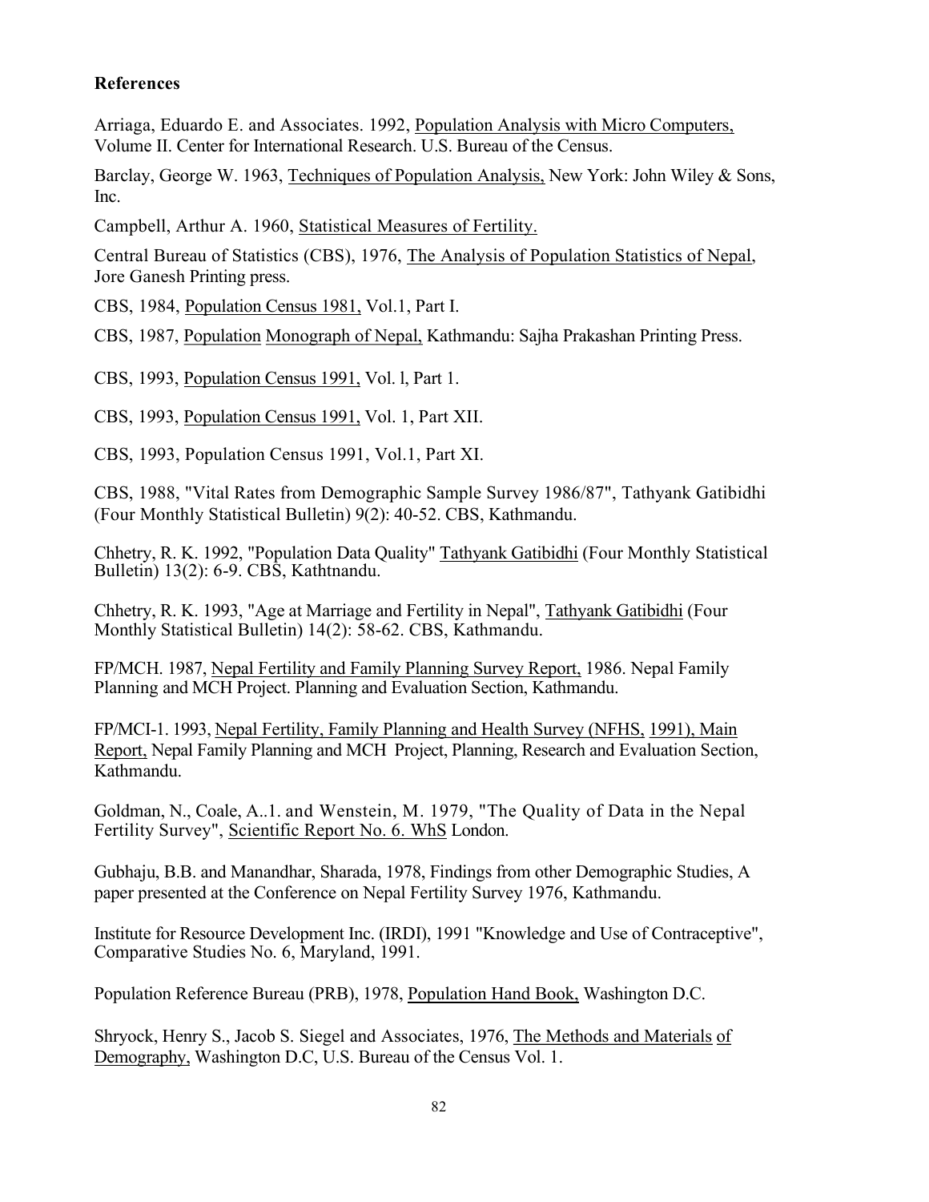## References

Arriaga, Eduardo E. and Associates. 1992, Population Analysis with Micro Computers, Volume II. Center for International Research. U.S. Bureau of the Census.

Barclay, George W. 1963, Techniques of Population Analysis, New York: John Wiley & Sons, Inc.

Campbell, Arthur A. 1960, Statistical Measures of Fertility.

Central Bureau of Statistics (CBS), 1976, The Analysis of Population Statistics of Nepal, Jore Ganesh Printing press.

CBS, 1984, Population Census 1981, Vol.1, Part I.

CBS, 1987, Population Monograph of Nepal, Kathmandu: Sajha Prakashan Printing Press.

CBS, 1993, Population Census 1991, Vol. l, Part 1.

CBS, 1993, Population Census 1991, Vol. 1, Part XII.

CBS, 1993, Population Census 1991, Vol.1, Part XI.

CBS, 1988, "Vital Rates from Demographic Sample Survey 1986/87", Tathyank Gatibidhi (Four Monthly Statistical Bulletin) 9(2): 40-52. CBS, Kathmandu.

Chhetry, R. K. 1992, "Population Data Quality" Tathyank Gatibidhi (Four Monthly Statistical Bulletin) 13(2): 6-9. CBS, Kathtnandu.

Chhetry, R. K. 1993, "Age at Marriage and Fertility in Nepal", Tathyank Gatibidhi (Four Monthly Statistical Bulletin) 14(2): 58-62. CBS, Kathmandu.

FP/MCH. 1987, Nepal Fertility and Family Planning Survey Report, 1986. Nepal Family Planning and MCH Project. Planning and Evaluation Section, Kathmandu.

FP/MCI-1. 1993, Nepal Fertility, Family Planning and Health Survey (NFHS, 1991), Main Report, Nepal Family Planning and MCH Project, Planning, Research and Evaluation Section, Kathmandu.

Goldman, N., Coale, A..1. and Wenstein, M. 1979, "The Quality of Data in the Nepal Fertility Survey", Scientific Report No. 6. WhS London.

Gubhaju, B.B. and Manandhar, Sharada, 1978, Findings from other Demographic Studies, A paper presented at the Conference on Nepal Fertility Survey 1976, Kathmandu.

Institute for Resource Development Inc. (IRDI), 1991 "Knowledge and Use of Contraceptive", Comparative Studies No. 6, Maryland, 1991.

Population Reference Bureau (PRB), 1978, Population Hand Book, Washington D.C.

Shryock, Henry S., Jacob S. Siegel and Associates, 1976, The Methods and Materials of Demography, Washington D.C, U.S. Bureau of the Census Vol. 1.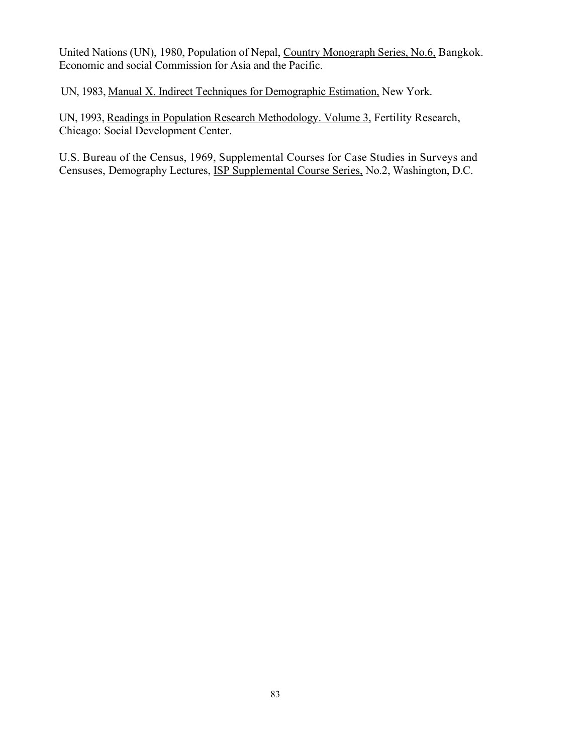United Nations (UN), 1980, Population of Nepal, Country Monograph Series, No.6, Bangkok. Economic and social Commission for Asia and the Pacific.

UN, 1983, Manual X. Indirect Techniques for Demographic Estimation, New York.

UN, 1993, Readings in Population Research Methodology. Volume 3, Fertility Research, Chicago: Social Development Center.

U.S. Bureau of the Census, 1969, Supplemental Courses for Case Studies in Surveys and Censuses, Demography Lectures, ISP Supplemental Course Series, No.2, Washington, D.C.